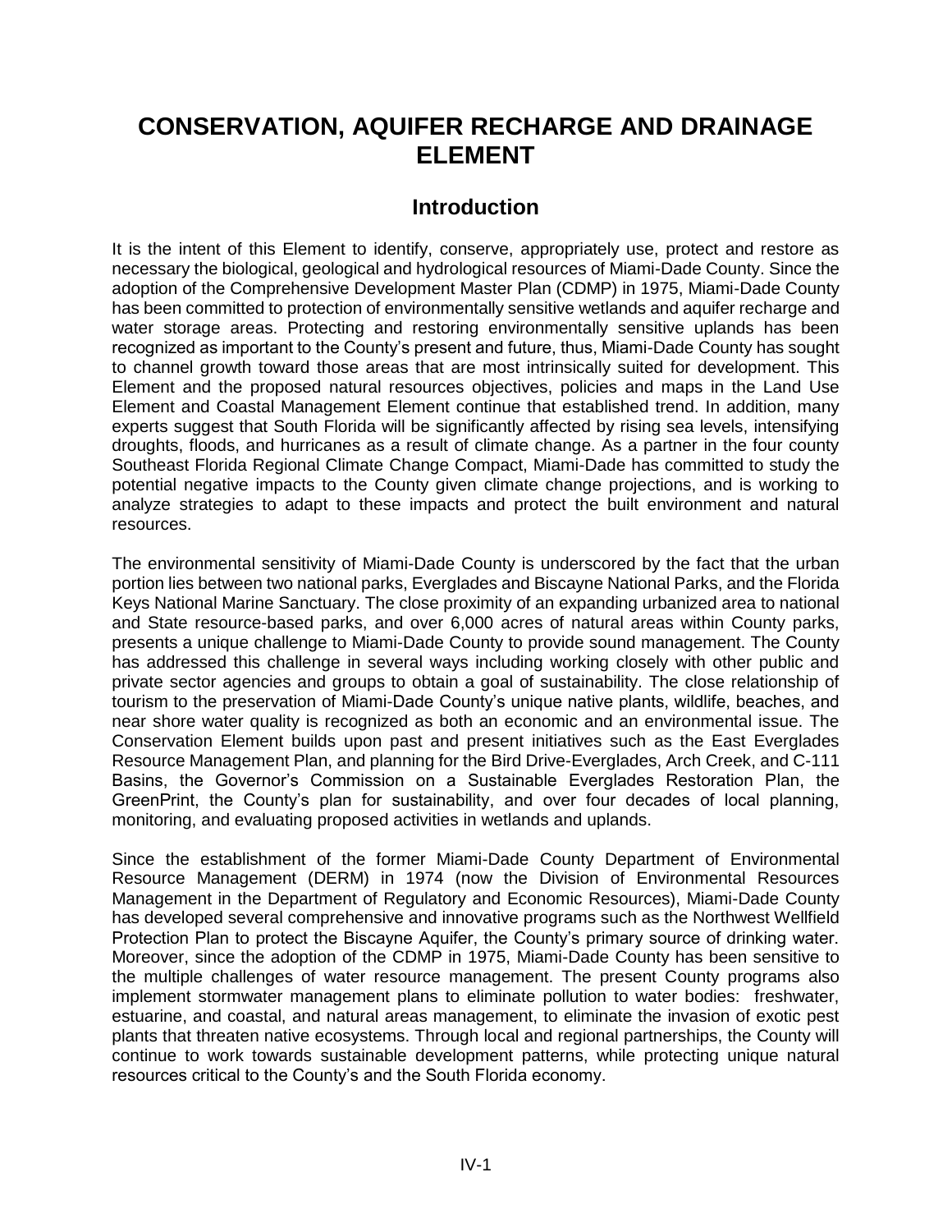# CONSERVATION, AQUIFER RECHARGE AND DRAINAGE ELEMENT

## Introduction

It is the intent of this Element to identify, conserve, appropriately use, protect and restore as necessary the biological, geological and hydrological resources of Miami-Dade County. Since the adoption of the Comprehensive Development Master Plan (CDMP) in 1975, Miami-Dade County has been committed to protection of environmentally sensitive wetlands and aquifer recharge and water storage areas. Protecting and restoring environmentally sensitive uplands has been recognized as important to the County's present and future, thus, Miami-Dade County has sought to channel growth toward those areas that are most intrinsically suited for development. This Element and the proposed natural resources objectives, policies and maps in the Land Use Element and Coastal Management Element continue that established trend. In addition, many experts suggest that South Florida will be significantly affected by rising sea levels, intensifying droughts, floods, and hurricanes as a result of climate change. As a partner in the four county Southeast Florida Regional Climate Change Compact, Miami-Dade has committed to study the potential negative impacts to the County given climate change projections, and is working to analyze strategies to adapt to these impacts and protect the built environment and natural resources.

The environmental sensitivity of Miami-Dade County is underscored by the fact that the urban portion lies between two national parks, Everglades and Biscayne National Parks, and the Florida Keys National Marine Sanctuary. The close proximity of an expanding urbanized area to national and State resource-based parks, and over 6,000 acres of natural areas within County parks, presents a unique challenge to Miami-Dade County to provide sound management. The County has addressed this challenge in several ways including working closely with other public and private sector agencies and groups to obtain a goal of sustainability. The close relationship of tourism to the preservation of Miami-Dade County's unique native plants, wildlife, beaches, and near shore water quality is recognized as both an economic and an environmental issue. The Conservation Element builds upon past and present initiatives such as the East Everglades Resource Management Plan, and planning for the Bird Drive-Everglades, Arch Creek, and C-111 Basins, the Governor's Commission on a Sustainable Everglades Restoration Plan, the GreenPrint, the County's plan for sustainability, and over four decades of local planning, monitoring, and evaluating proposed activities in wetlands and uplands.

Since the establishment of the former Miami-Dade County Department of Environmental Resource Management (DERM) in 1974 (now the Division of Environmental Resources Management in the Department of Regulatory and Economic Resources), Miami-Dade County has developed several comprehensive and innovative programs such as the Northwest Wellfield Protection Plan to protect the Biscayne Aquifer, the County's primary source of drinking water. Moreover, since the adoption of the CDMP in 1975, Miami-Dade County has been sensitive to the multiple challenges of water resource management. The present County programs also implement stormwater management plans to eliminate pollution to water bodies: freshwater, estuarine, and coastal, and natural areas management, to eliminate the invasion of exotic pest plants that threaten native ecosystems. Through local and regional partnerships, the County will continue to work towards sustainable development patterns, while protecting unique natural resources critical to the County's and the South Florida economy.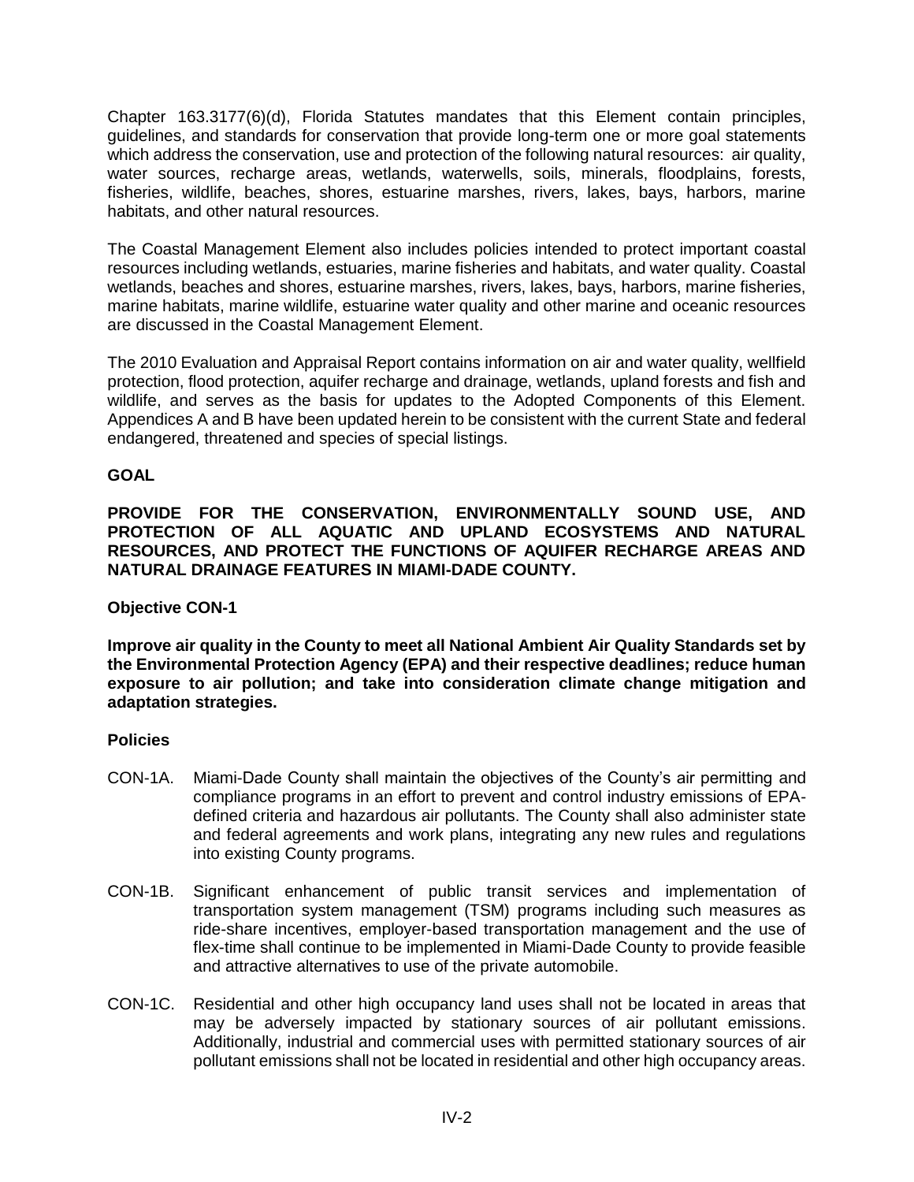Chapter 163.3177(6)(d), Florida Statutes mandates that this Element contain principles, guidelines, and standards for conservation that provide long-term one or more goal statements which address the conservation, use and protection of the following natural resources: air quality, water sources, recharge areas, wetlands, waterwells, soils, minerals, floodplains, forests, fisheries, wildlife, beaches, shores, estuarine marshes, rivers, lakes, bays, harbors, marine habitats, and other natural resources.

The Coastal Management Element also includes policies intended to protect important coastal resources including wetlands, estuaries, marine fisheries and habitats, and water quality. Coastal wetlands, beaches and shores, estuarine marshes, rivers, lakes, bays, harbors, marine fisheries, marine habitats, marine wildlife, estuarine water quality and other marine and oceanic resources are discussed in the Coastal Management Element.

The 2010 Evaluation and Appraisal Report contains information on air and water quality, wellfield protection, flood protection, aquifer recharge and drainage, wetlands, upland forests and fish and wildlife, and serves as the basis for updates to the Adopted Components of this Element. Appendices A and B have been updated herein to be consistent with the current State and federal endangered, threatened and species of special listings.

**GOAL**

**PROVIDE FOR THE CONSERVATION, ENVIRONMENTALLY SOUND USE, AND PROTECTION OF ALL AQUATIC AND UPLAND ECOSYSTEMS AND NATURAL RESOURCES, AND PROTECT THE FUNCTIONS OF AQUIFER RECHARGE AREAS AND NATURAL DRAINAGE FEATURES IN MIAMI-DADE COUNTY.**

**Objective CON-1**

**Improve air quality in the County to meet all National Ambient Air Quality Standards set by the Environmental Protection Agency (EPA) and their respective deadlines; reduce human exposure to air pollution; and take into consideration climate change mitigation and adaptation strategies.**

**Policies**

CON-1A. Miami-Dade County shall maintain the objectives of the County's air permitting and compliance programs in an effort to prevent and control industry emissions of EPA-defined criteria and hazardous air pollutants. The County shall also administer state and federal agreements and work plans, integrating any new rules and regulations into existing County programs.

CON-1B. Significant enhancement of public transit services and implementation of transportation system management (TSM) programs including such measures as ride-share incentives, employer-based transportation management and the use of flex-time shall continue to be implemented in Miami-Dade County to provide feasible and attractive alternatives to use of the private automobile.

CON-1C. Residential and other high occupancy land uses shall not be located in areas that may be adversely impacted by stationary sources of air pollutant emissions. Additionally, industrial and commercial uses with permitted stationary sources of air pollutant emissions shall not be located in residential and other high occupancy areas.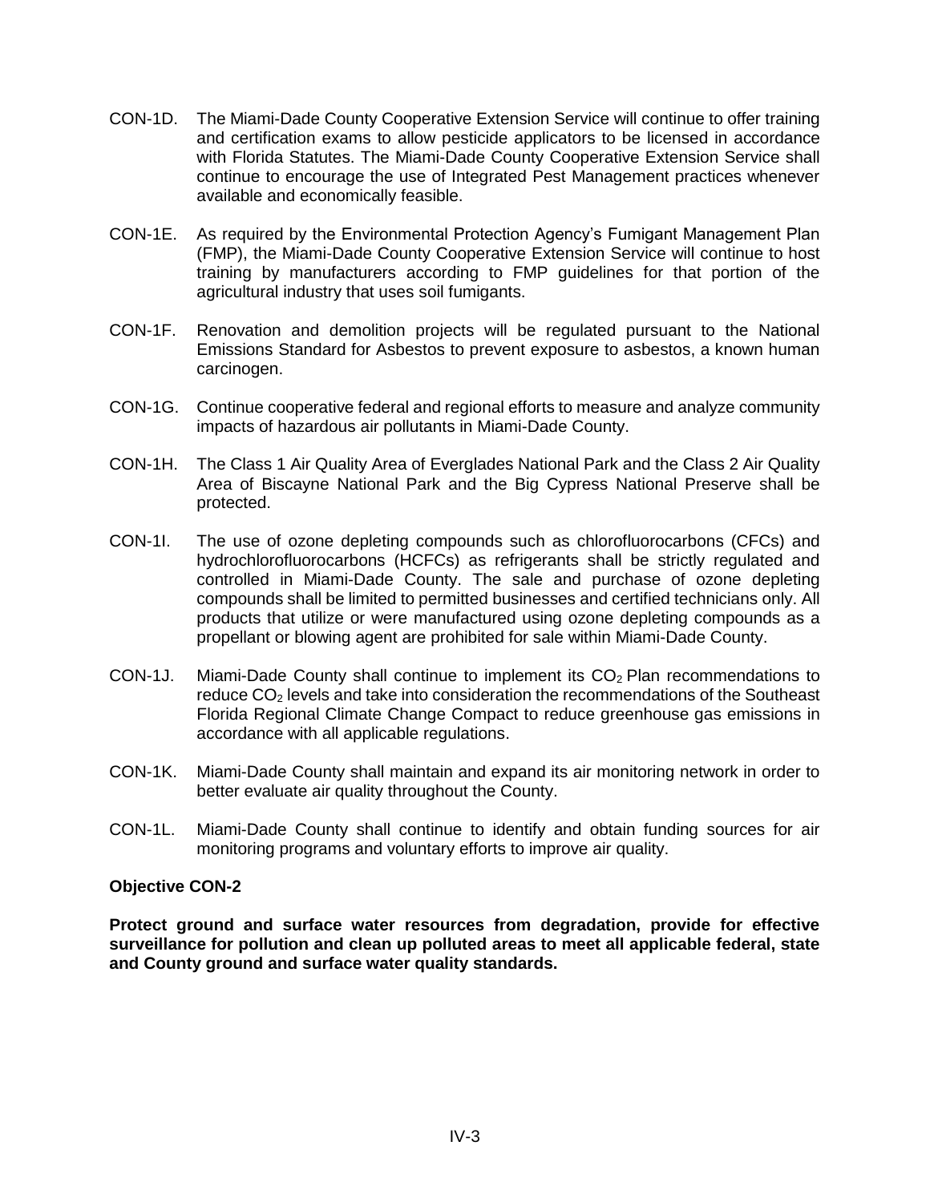CON-1D. The Miami-Dade County Cooperative Extension Service will continue to offer training and certification exams to allow pesticide applicators to be licensed in accordance with Florida Statutes. The Miami-Dade County Cooperative Extension Service shall continue to encourage the use of Integrated Pest Management practices whenever available and economically feasible.

CON-1E. As required by the Environmental Protection Agency's Fumigant Management Plan (FMP), the Miami-Dade County Cooperative Extension Service will continue to host training by manufacturers according to FMP guidelines for that portion of the agricultural industry that uses soil fumigants.

CON-1F. Renovation and demolition projects will be regulated pursuant to the National Emissions Standard for Asbestos to prevent exposure to asbestos, a known human carcinogen.

CON-1G. Continue cooperative federal and regional efforts to measure and analyze community impacts of hazardous air pollutants in Miami-Dade County.

CON-1H. The Class 1 Air Quality Area of Everglades National Park and the Class 2 Air Quality Area of Biscayne National Park and the Big Cypress National Preserve shall be protected.

CON-1I. The use of ozone depleting compounds such as chlorofluorocarbons (CFCs) and hydrochlorofluorocarbons (HCFCs) as refrigerants shall be strictly regulated and controlled in Miami-Dade County. The sale and purchase of ozone depleting compounds shall be limited to permitted businesses and certified technicians only. All products that utilize or were manufactured using ozone depleting compounds as a propellant or blowing agent are prohibited for sale within Miami-Dade County.

CON-1J. Miami-Dade County shall continue to implement its $CO_2$ Plan recommendations to reduce $CO_2$ levels and take into consideration the recommendations of the Southeast Florida Regional Climate Change Compact to reduce greenhouse gas emissions in accordance with all applicable regulations.

CON-1K. Miami-Dade County shall maintain and expand its air monitoring network in order to better evaluate air quality throughout the County.

CON-1L. Miami-Dade County shall continue to identify and obtain funding sources for air monitoring programs and voluntary efforts to improve air quality.

**Objective CON-2**

**Protect ground and surface water resources from degradation, provide for effective surveillance for pollution and clean up polluted areas to meet all applicable federal, state and County ground and surface water quality standards.**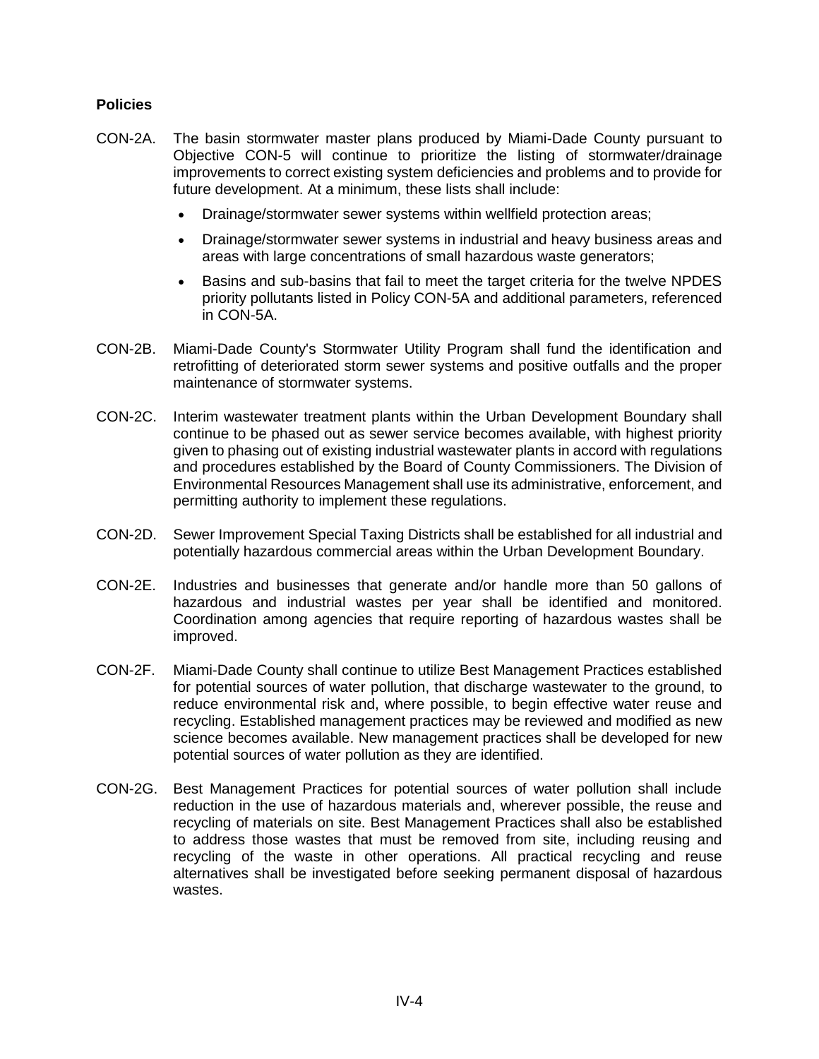**Policies**

CON-2A. The basin stormwater master plans produced by Miami-Dade County pursuant to Objective CON-5 will continue to prioritize the listing of stormwater/drainage improvements to correct existing system deficiencies and problems and to provide for future development. At a minimum, these lists shall include:

- Drainage/stormwater sewer systems within wellfield protection areas;
- Drainage/stormwater sewer systems in industrial and heavy business areas and areas with large concentrations of small hazardous waste generators;
- Basins and sub-basins that fail to meet the target criteria for the twelve NPDES priority pollutants listed in Policy CON-5A and additional parameters, referenced in CON-5A.

CON-2B. Miami-Dade County's Stormwater Utility Program shall fund the identification and retrofitting of deteriorated storm sewer systems and positive outfalls and the proper maintenance of stormwater systems.

CON-2C. Interim wastewater treatment plants within the Urban Development Boundary shall continue to be phased out as sewer service becomes available, with highest priority given to phasing out of existing industrial wastewater plants in accord with regulations and procedures established by the Board of County Commissioners. The Division of Environmental Resources Management shall use its administrative, enforcement, and permitting authority to implement these regulations.

CON-2D. Sewer Improvement Special Taxing Districts shall be established for all industrial and potentially hazardous commercial areas within the Urban Development Boundary.

CON-2E. Industries and businesses that generate and/or handle more than 50 gallons of hazardous and industrial wastes per year shall be identified and monitored. Coordination among agencies that require reporting of hazardous wastes shall be improved.

CON-2F. Miami-Dade County shall continue to utilize Best Management Practices established for potential sources of water pollution, that discharge wastewater to the ground, to reduce environmental risk and, where possible, to begin effective water reuse and recycling. Established management practices may be reviewed and modified as new science becomes available. New management practices shall be developed for new potential sources of water pollution as they are identified.

CON-2G. Best Management Practices for potential sources of water pollution shall include reduction in the use of hazardous materials and, wherever possible, the reuse and recycling of materials on site. Best Management Practices shall also be established to address those wastes that must be removed from site, including reusing and recycling of the waste in other operations. All practical recycling and reuse alternatives shall be investigated before seeking permanent disposal of hazardous wastes.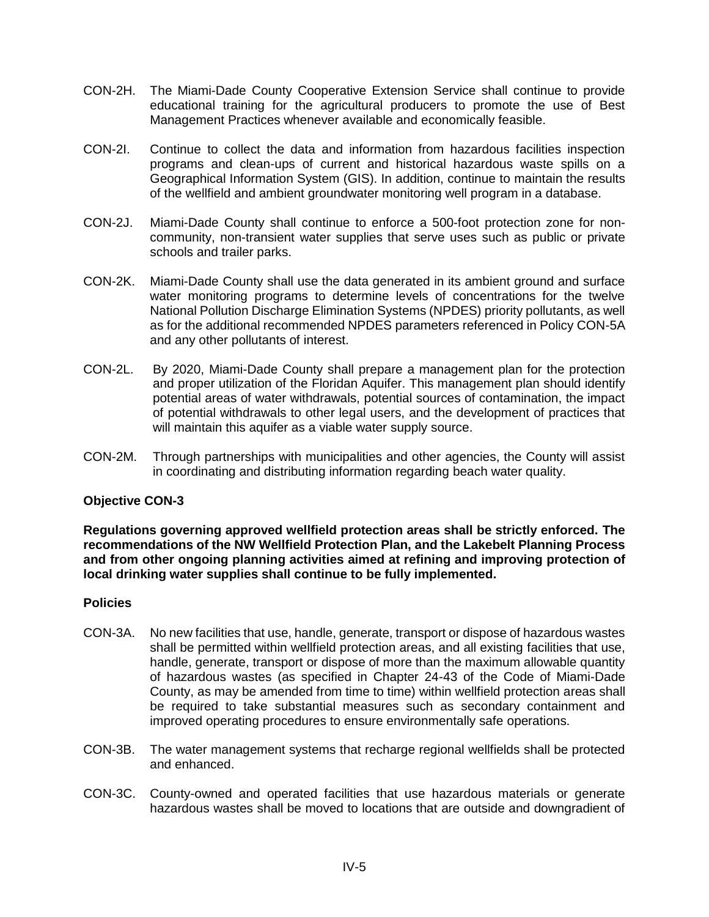CON-2H. The Miami-Dade County Cooperative Extension Service shall continue to provide educational training for the agricultural producers to promote the use of Best Management Practices whenever available and economically feasible.

CON-2I. Continue to collect the data and information from hazardous facilities inspection programs and clean-ups of current and historical hazardous waste spills on a Geographical Information System (GIS). In addition, continue to maintain the results of the wellfield and ambient groundwater monitoring well program in a database.

CON-2J. Miami-Dade County shall continue to enforce a 500-foot protection zone for non-community, non-transient water supplies that serve uses such as public or private schools and trailer parks.

CON-2K. Miami-Dade County shall use the data generated in its ambient ground and surface water monitoring programs to determine levels of concentrations for the twelve National Pollution Discharge Elimination Systems (NPDES) priority pollutants, as well as for the additional recommended NPDES parameters referenced in Policy CON-5A and any other pollutants of interest.

CON-2L. By 2020, Miami-Dade County shall prepare a management plan for the protection and proper utilization of the Floridan Aquifer. This management plan should identify potential areas of water withdrawals, potential sources of contamination, the impact of potential withdrawals to other legal users, and the development of practices that will maintain this aquifer as a viable water supply source.

CON-2M. Through partnerships with municipalities and other agencies, the County will assist in coordinating and distributing information regarding beach water quality.

**Objective CON-3**

**Regulations governing approved wellfield protection areas shall be strictly enforced. The recommendations of the NW Wellfield Protection Plan, and the Lakebelt Planning Process and from other ongoing planning activities aimed at refining and improving protection of local drinking water supplies shall continue to be fully implemented.**

**Policies**

CON-3A. No new facilities that use, handle, generate, transport or dispose of hazardous wastes shall be permitted within wellfield protection areas, and all existing facilities that use, handle, generate, transport or dispose of more than the maximum allowable quantity of hazardous wastes (as specified in Chapter 24-43 of the Code of Miami-Dade County, as may be amended from time to time) within wellfield protection areas shall be required to take substantial measures such as secondary containment and improved operating procedures to ensure environmentally safe operations.

CON-3B. The water management systems that recharge regional wellfields shall be protected and enhanced.

CON-3C. County-owned and operated facilities that use hazardous materials or generate hazardous wastes shall be moved to locations that are outside and downgradient of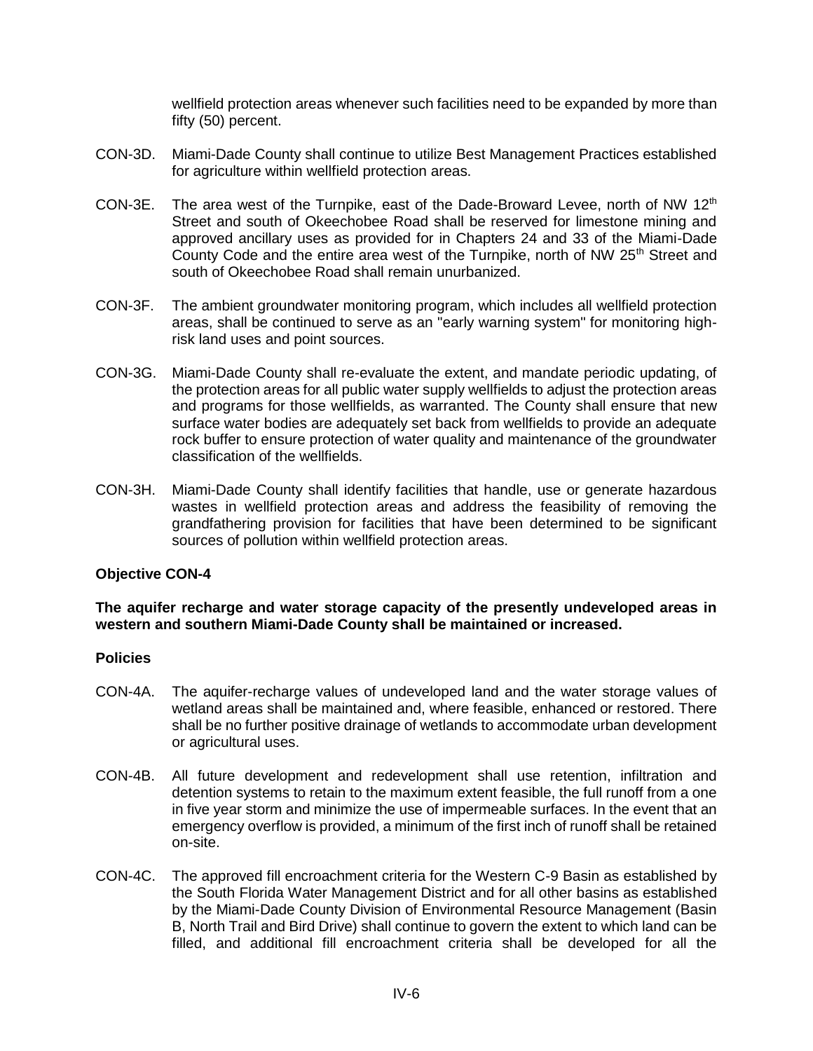wellfield protection areas whenever such facilities need to be expanded by more than fifty (50) percent.

CON-3D. Miami-Dade County shall continue to utilize Best Management Practices established for agriculture within wellfield protection areas.

CON-3E. The area west of the Turnpike, east of the Dade-Broward Levee, north of NW 12th Street and south of Okeechobee Road shall be reserved for limestone mining and approved ancillary uses as provided for in Chapters 24 and 33 of the Miami-Dade County Code and the entire area west of the Turnpike, north of NW 25th Street and south of Okeechobee Road shall remain unurbanized.

CON-3F. The ambient groundwater monitoring program, which includes all wellfield protection areas, shall be continued to serve as an "early warning system" for monitoring high-risk land uses and point sources.

CON-3G. Miami-Dade County shall re-evaluate the extent, and mandate periodic updating, of the protection areas for all public water supply wellfields to adjust the protection areas and programs for those wellfields, as warranted. The County shall ensure that new surface water bodies are adequately set back from wellfields to provide an adequate rock buffer to ensure protection of water quality and maintenance of the groundwater classification of the wellfields.

CON-3H. Miami-Dade County shall identify facilities that handle, use or generate hazardous wastes in wellfield protection areas and address the feasibility of removing the grandfathering provision for facilities that have been determined to be significant sources of pollution within wellfield protection areas.

**Objective CON-4**

**The aquifer recharge and water storage capacity of the presently undeveloped areas in western and southern Miami-Dade County shall be maintained or increased.**

**Policies**

CON-4A. The aquifer-recharge values of undeveloped land and the water storage values of wetland areas shall be maintained and, where feasible, enhanced or restored. There shall be no further positive drainage of wetlands to accommodate urban development or agricultural uses.

CON-4B. All future development and redevelopment shall use retention, infiltration and detention systems to retain to the maximum extent feasible, the full runoff from a one in five year storm and minimize the use of impermeable surfaces. In the event that an emergency overflow is provided, a minimum of the first inch of runoff shall be retained on-site.

CON-4C. The approved fill encroachment criteria for the Western C-9 Basin as established by the South Florida Water Management District and for all other basins as established by the Miami-Dade County Division of Environmental Resource Management (Basin B, North Trail and Bird Drive) shall continue to govern the extent to which land can be filled, and additional fill encroachment criteria shall be developed for all the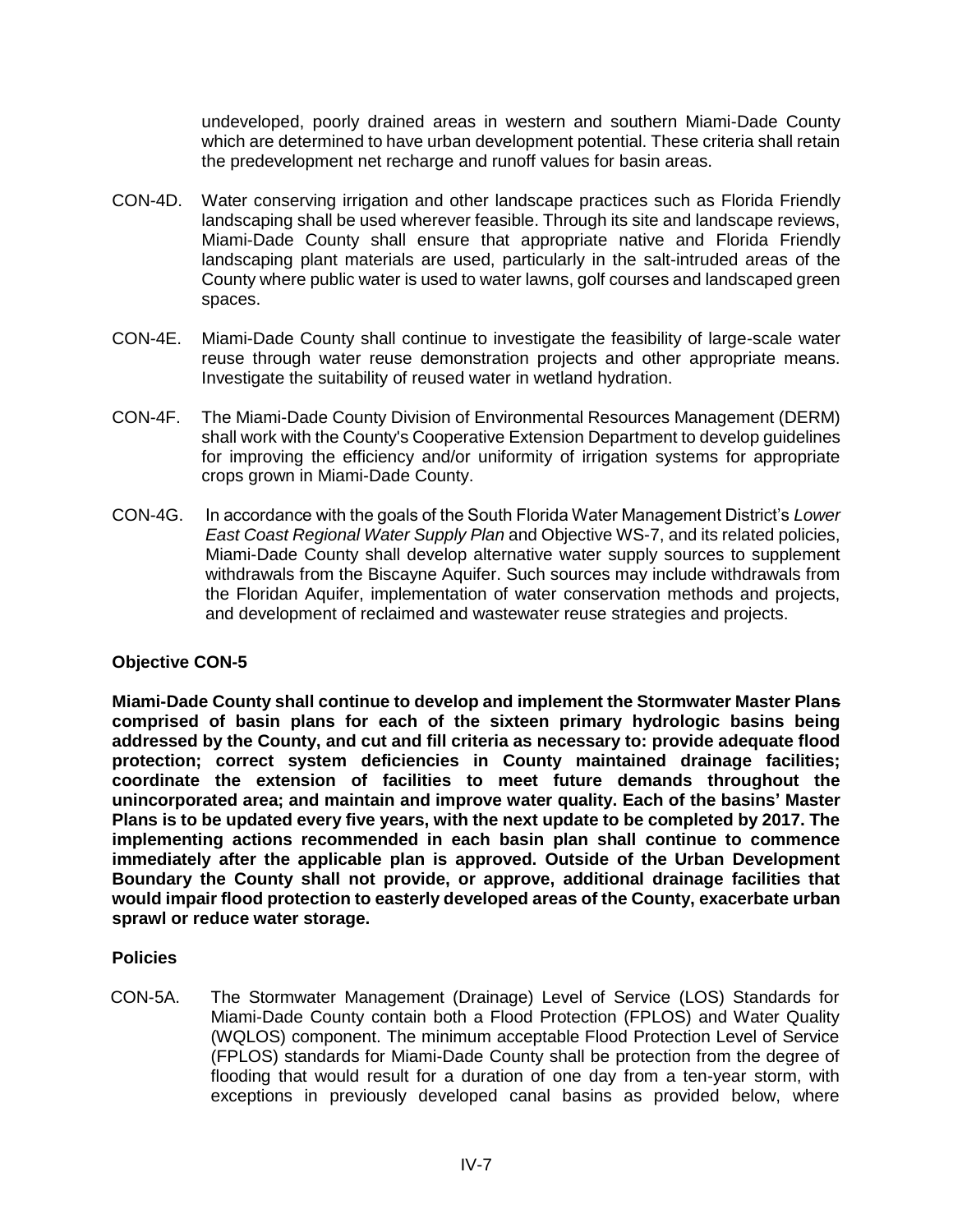undeveloped, poorly drained areas in western and southern Miami-Dade County which are determined to have urban development potential. These criteria shall retain the predevelopment net recharge and runoff values for basin areas.

CON-4D. Water conserving irrigation and other landscape practices such as Florida Friendly landscaping shall be used wherever feasible. Through its site and landscape reviews, Miami-Dade County shall ensure that appropriate native and Florida Friendly landscaping plant materials are used, particularly in the salt-intruded areas of the County where public water is used to water lawns, golf courses and landscaped green spaces.

CON-4E. Miami-Dade County shall continue to investigate the feasibility of large-scale water reuse through water reuse demonstration projects and other appropriate means. Investigate the suitability of reused water in wetland hydration.

CON-4F. The Miami-Dade County Division of Environmental Resources Management (DERM) shall work with the County's Cooperative Extension Department to develop guidelines for improving the efficiency and/or uniformity of irrigation systems for appropriate crops grown in Miami-Dade County.

CON-4G. In accordance with the goals of the South Florida Water Management District's *Lower East Coast Regional Water Supply Plan* and Objective WS-7, and its related policies, Miami-Dade County shall develop alternative water supply sources to supplement withdrawals from the Biscayne Aquifer. Such sources may include withdrawals from the Floridan Aquifer, implementation of water conservation methods and projects, and development of reclaimed and wastewater reuse strategies and projects.

**Objective CON-5**

**Miami-Dade County shall continue to develop and implement the Stormwater Master Plans comprised of basin plans for each of the sixteen primary hydrologic basins being addressed by the County, and cut and fill criteria as necessary to: provide adequate flood protection; correct system deficiencies in County maintained drainage facilities; coordinate the extension of facilities to meet future demands throughout the unincorporated area; and maintain and improve water quality. Each of the basins' Master Plans is to be updated every five years, with the next update to be completed by 2017. The implementing actions recommended in each basin plan shall continue to commence immediately after the applicable plan is approved. Outside of the Urban Development Boundary the County shall not provide, or approve, additional drainage facilities that would impair flood protection to easterly developed areas of the County, exacerbate urban sprawl or reduce water storage.**

**Policies**

CON-5A. The Stormwater Management (Drainage) Level of Service (LOS) Standards for Miami-Dade County contain both a Flood Protection (FPLOS) and Water Quality (WQLOS) component. The minimum acceptable Flood Protection Level of Service (FPLOS) standards for Miami-Dade County shall be protection from the degree of flooding that would result for a duration of one day from a ten-year storm, with exceptions in previously developed canal basins as provided below, where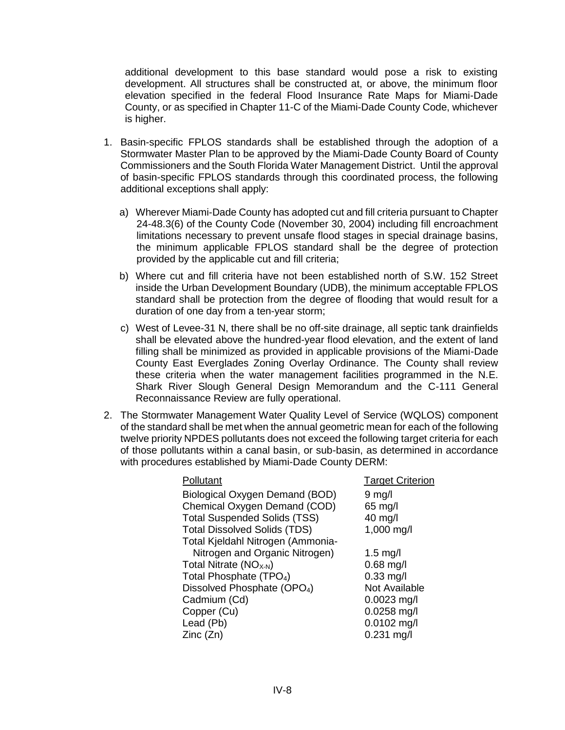additional development to this base standard would pose a risk to existing development. All structures shall be constructed at, or above, the minimum floor elevation specified in the federal Flood Insurance Rate Maps for Miami-Dade County, or as specified in Chapter 11-C of the Miami-Dade County Code, whichever is higher.

1. Basin-specific FPLOS standards shall be established through the adoption of a Stormwater Master Plan to be approved by the Miami-Dade County Board of County Commissioners and the South Florida Water Management District. Until the approval of basin-specific FPLOS standards through this coordinated process, the following additional exceptions shall apply:

   a) Wherever Miami-Dade County has adopted cut and fill criteria pursuant to Chapter 24-48.3(6) of the County Code (November 30, 2004) including fill encroachment limitations necessary to prevent unsafe flood stages in special drainage basins, the minimum applicable FPLOS standard shall be the degree of protection provided by the applicable cut and fill criteria;

   b) Where cut and fill criteria have not been established north of S.W. 152 Street inside the Urban Development Boundary (UDB), the minimum acceptable FPLOS standard shall be protection from the degree of flooding that would result for a duration of one day from a ten-year storm;

   c) West of Levee-31 N, there shall be no off-site drainage, all septic tank drainfields shall be elevated above the hundred-year flood elevation, and the extent of land filling shall be minimized as provided in applicable provisions of the Miami-Dade County East Everglades Zoning Overlay Ordinance. The County shall review these criteria when the water management facilities programmed in the N.E. Shark River Slough General Design Memorandum and the C-111 General Reconnaissance Review are fully operational.

2. The Stormwater Management Water Quality Level of Service (WQLOS) component of the standard shall be met when the annual geometric mean for each of the following twelve priority NPDES pollutants does not exceed the following target criteria for each of those pollutants within a canal basin, or sub-basin, as determined in accordance with procedures established by Miami-Dade County DERM:

| Pollutant | Target Criterion |
|---|---|
| Biological Oxygen Demand (BOD) | 9 mg/l |
| Chemical Oxygen Demand (COD) | 65 mg/l |
| Total Suspended Solids (TSS) | 40 mg/l |
| Total Dissolved Solids (TDS) | 1,000 mg/l |
| Total Kjeldahl Nitrogen (Ammonia-Nitrogen and Organic Nitrogen) | 1.5 mg/l |
| Total Nitrate ($NO_{X\text{-}N}$) | 0.68 mg/l |
| Total Phosphate ($TPO_4$) | 0.33 mg/l |
| Dissolved Phosphate ($OPO_4$) | Not Available |
| Cadmium (Cd) | 0.0023 mg/l |
| Copper (Cu) | 0.0258 mg/l |
| Lead (Pb) | 0.0102 mg/l |
| Zinc (Zn) | 0.231 mg/l |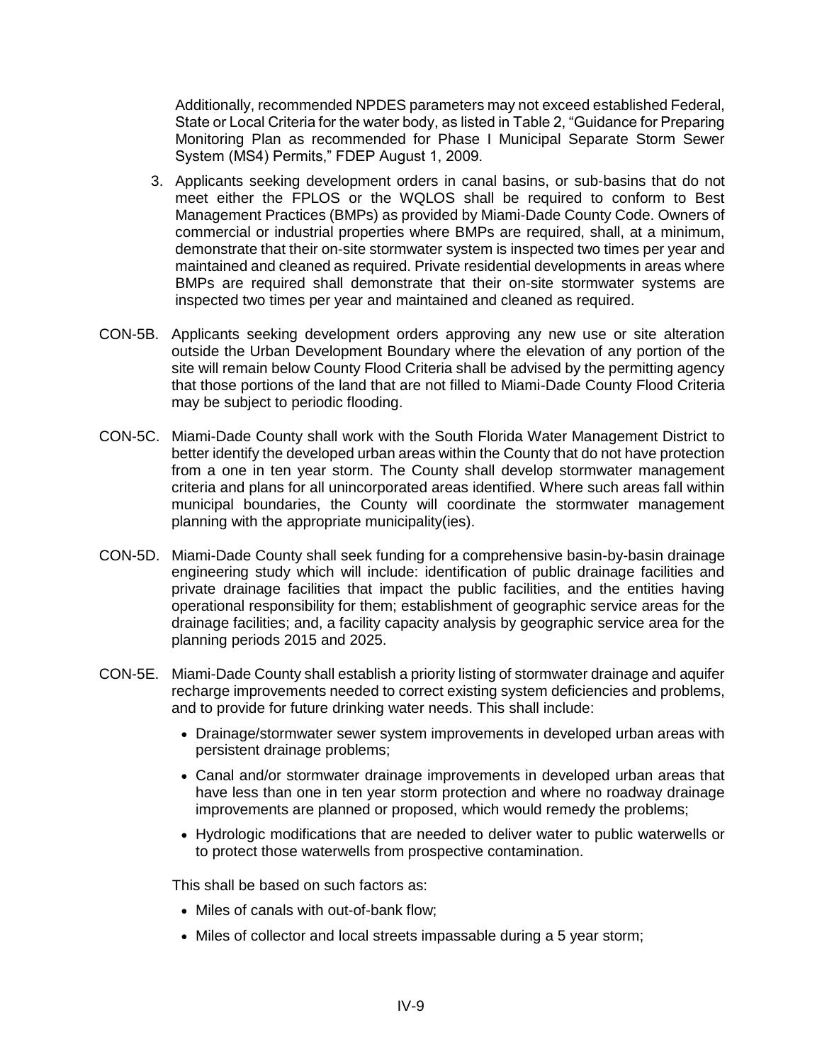Additionally, recommended NPDES parameters may not exceed established Federal, State or Local Criteria for the water body, as listed in Table 2, "Guidance for Preparing Monitoring Plan as recommended for Phase I Municipal Separate Storm Sewer System (MS4) Permits," FDEP August 1, 2009.

3. Applicants seeking development orders in canal basins, or sub-basins that do not meet either the FPLOS or the WQLOS shall be required to conform to Best Management Practices (BMPs) as provided by Miami-Dade County Code. Owners of commercial or industrial properties where BMPs are required, shall, at a minimum, demonstrate that their on-site stormwater system is inspected two times per year and maintained and cleaned as required. Private residential developments in areas where BMPs are required shall demonstrate that their on-site stormwater systems are inspected two times per year and maintained and cleaned as required.

CON-5B. Applicants seeking development orders approving any new use or site alteration outside the Urban Development Boundary where the elevation of any portion of the site will remain below County Flood Criteria shall be advised by the permitting agency that those portions of the land that are not filled to Miami-Dade County Flood Criteria may be subject to periodic flooding.

CON-5C. Miami-Dade County shall work with the South Florida Water Management District to better identify the developed urban areas within the County that do not have protection from a one in ten year storm. The County shall develop stormwater management criteria and plans for all unincorporated areas identified. Where such areas fall within municipal boundaries, the County will coordinate the stormwater management planning with the appropriate municipality(ies).

CON-5D. Miami-Dade County shall seek funding for a comprehensive basin-by-basin drainage engineering study which will include: identification of public drainage facilities and private drainage facilities that impact the public facilities, and the entities having operational responsibility for them; establishment of geographic service areas for the drainage facilities; and, a facility capacity analysis by geographic service area for the planning periods 2015 and 2025.

CON-5E. Miami-Dade County shall establish a priority listing of stormwater drainage and aquifer recharge improvements needed to correct existing system deficiencies and problems, and to provide for future drinking water needs. This shall include:

- Drainage/stormwater sewer system improvements in developed urban areas with persistent drainage problems;
- Canal and/or stormwater drainage improvements in developed urban areas that have less than one in ten year storm protection and where no roadway drainage improvements are planned or proposed, which would remedy the problems;
- Hydrologic modifications that are needed to deliver water to public waterwells or to protect those waterwells from prospective contamination.

This shall be based on such factors as:

- Miles of canals with out-of-bank flow;
- Miles of collector and local streets impassable during a 5 year storm;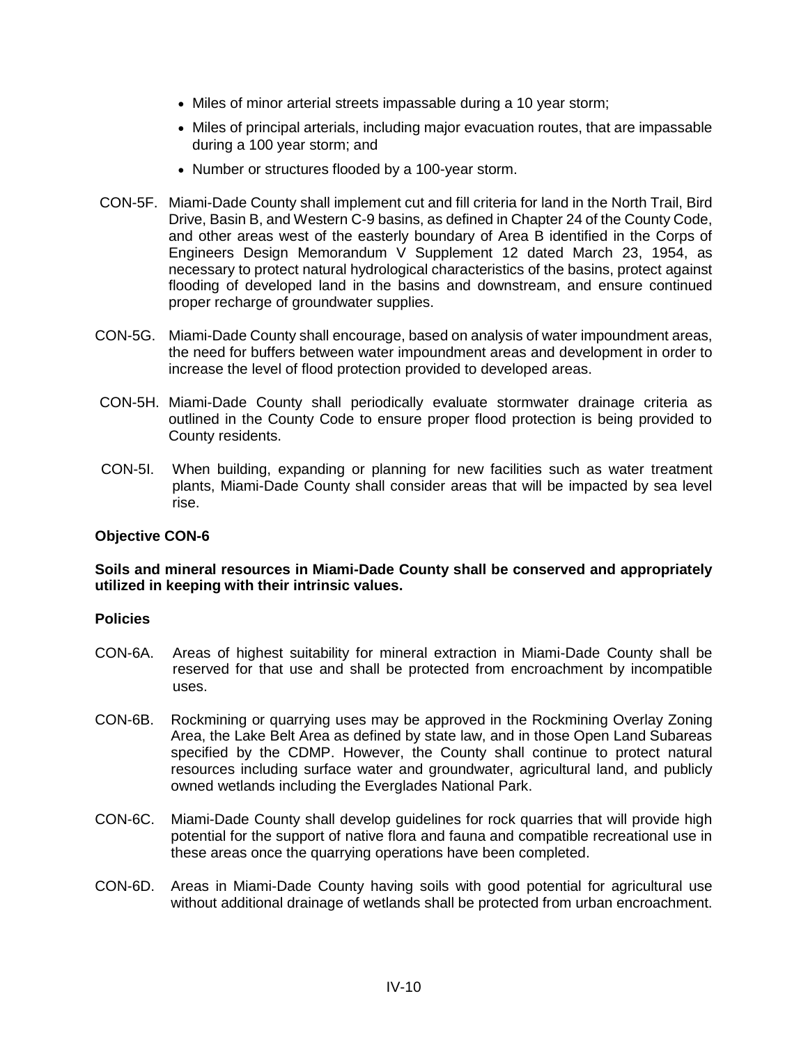- Miles of minor arterial streets impassable during a 10 year storm;
- Miles of principal arterials, including major evacuation routes, that are impassable during a 100 year storm; and
- Number or structures flooded by a 100-year storm.

CON-5F. Miami-Dade County shall implement cut and fill criteria for land in the North Trail, Bird Drive, Basin B, and Western C-9 basins, as defined in Chapter 24 of the County Code, and other areas west of the easterly boundary of Area B identified in the Corps of Engineers Design Memorandum V Supplement 12 dated March 23, 1954, as necessary to protect natural hydrological characteristics of the basins, protect against flooding of developed land in the basins and downstream, and ensure continued proper recharge of groundwater supplies.

CON-5G. Miami-Dade County shall encourage, based on analysis of water impoundment areas, the need for buffers between water impoundment areas and development in order to increase the level of flood protection provided to developed areas.

CON-5H. Miami-Dade County shall periodically evaluate stormwater drainage criteria as outlined in the County Code to ensure proper flood protection is being provided to County residents.

CON-5I. When building, expanding or planning for new facilities such as water treatment plants, Miami-Dade County shall consider areas that will be impacted by sea level rise.

**Objective CON-6**

**Soils and mineral resources in Miami-Dade County shall be conserved and appropriately utilized in keeping with their intrinsic values.**

**Policies**

CON-6A. Areas of highest suitability for mineral extraction in Miami-Dade County shall be reserved for that use and shall be protected from encroachment by incompatible uses.

CON-6B. Rockmining or quarrying uses may be approved in the Rockmining Overlay Zoning Area, the Lake Belt Area as defined by state law, and in those Open Land Subareas specified by the CDMP. However, the County shall continue to protect natural resources including surface water and groundwater, agricultural land, and publicly owned wetlands including the Everglades National Park.

CON-6C. Miami-Dade County shall develop guidelines for rock quarries that will provide high potential for the support of native flora and fauna and compatible recreational use in these areas once the quarrying operations have been completed.

CON-6D. Areas in Miami-Dade County having soils with good potential for agricultural use without additional drainage of wetlands shall be protected from urban encroachment.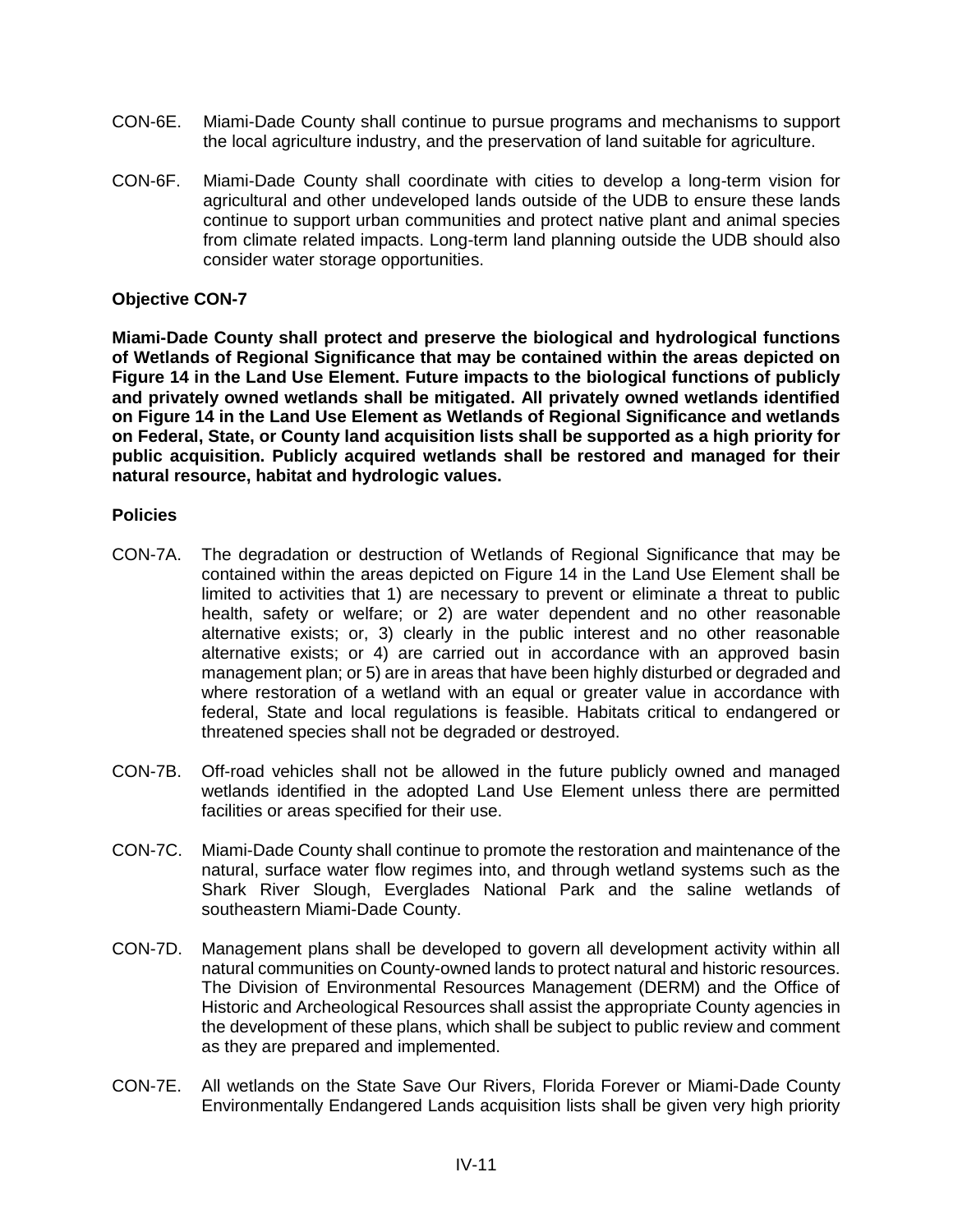CON-6E. Miami-Dade County shall continue to pursue programs and mechanisms to support the local agriculture industry, and the preservation of land suitable for agriculture.

CON-6F. Miami-Dade County shall coordinate with cities to develop a long-term vision for agricultural and other undeveloped lands outside of the UDB to ensure these lands continue to support urban communities and protect native plant and animal species from climate related impacts. Long-term land planning outside the UDB should also consider water storage opportunities.

**Objective CON-7**

**Miami-Dade County shall protect and preserve the biological and hydrological functions of Wetlands of Regional Significance that may be contained within the areas depicted on Figure 14 in the Land Use Element. Future impacts to the biological functions of publicly and privately owned wetlands shall be mitigated. All privately owned wetlands identified on Figure 14 in the Land Use Element as Wetlands of Regional Significance and wetlands on Federal, State, or County land acquisition lists shall be supported as a high priority for public acquisition. Publicly acquired wetlands shall be restored and managed for their natural resource, habitat and hydrologic values.**

**Policies**

CON-7A. The degradation or destruction of Wetlands of Regional Significance that may be contained within the areas depicted on Figure 14 in the Land Use Element shall be limited to activities that 1) are necessary to prevent or eliminate a threat to public health, safety or welfare; or 2) are water dependent and no other reasonable alternative exists; or, 3) clearly in the public interest and no other reasonable alternative exists; or 4) are carried out in accordance with an approved basin management plan; or 5) are in areas that have been highly disturbed or degraded and where restoration of a wetland with an equal or greater value in accordance with federal, State and local regulations is feasible. Habitats critical to endangered or threatened species shall not be degraded or destroyed.

CON-7B. Off-road vehicles shall not be allowed in the future publicly owned and managed wetlands identified in the adopted Land Use Element unless there are permitted facilities or areas specified for their use.

CON-7C. Miami-Dade County shall continue to promote the restoration and maintenance of the natural, surface water flow regimes into, and through wetland systems such as the Shark River Slough, Everglades National Park and the saline wetlands of southeastern Miami-Dade County.

CON-7D. Management plans shall be developed to govern all development activity within all natural communities on County-owned lands to protect natural and historic resources. The Division of Environmental Resources Management (DERM) and the Office of Historic and Archeological Resources shall assist the appropriate County agencies in the development of these plans, which shall be subject to public review and comment as they are prepared and implemented.

CON-7E. All wetlands on the State Save Our Rivers, Florida Forever or Miami-Dade County Environmentally Endangered Lands acquisition lists shall be given very high priority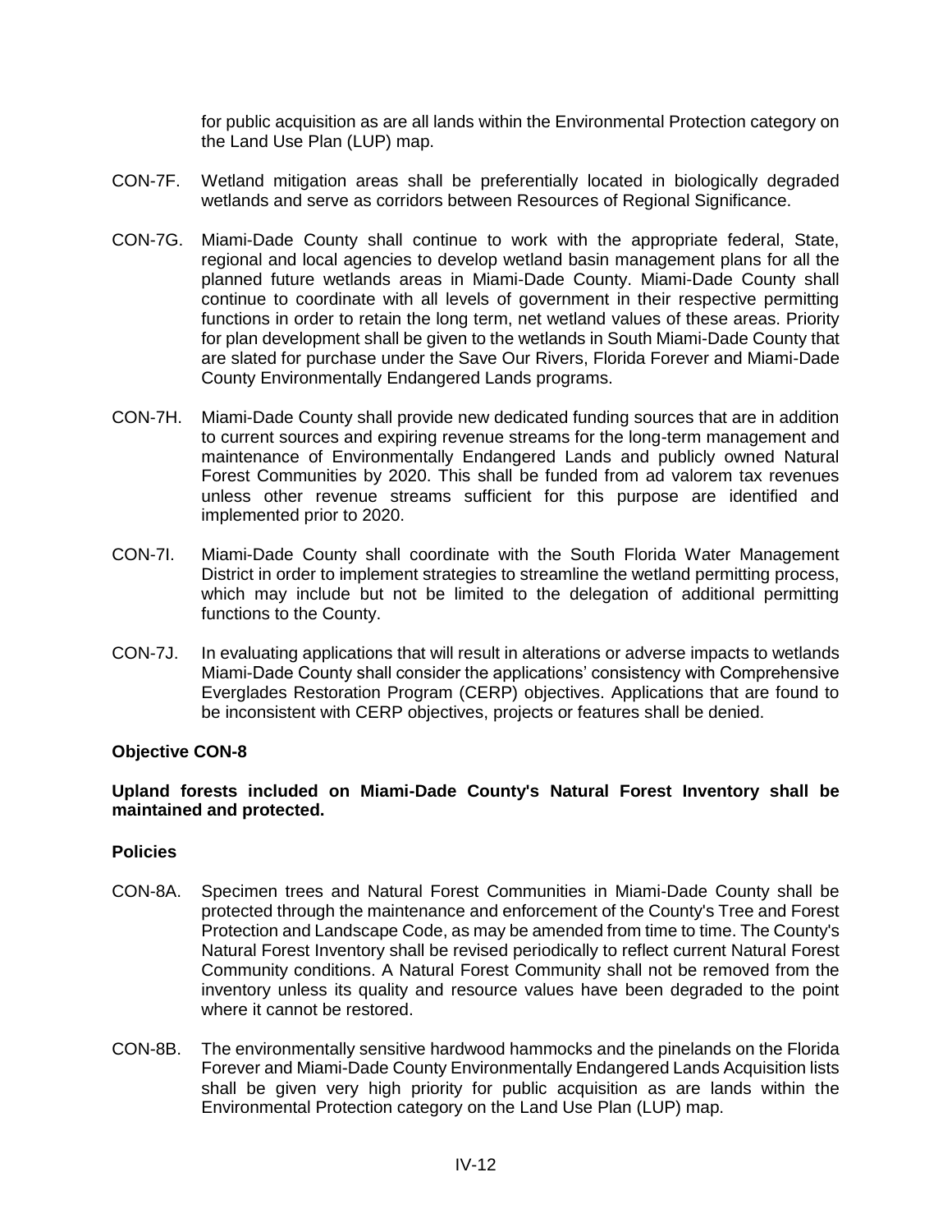for public acquisition as are all lands within the Environmental Protection category on the Land Use Plan (LUP) map.

CON-7F. Wetland mitigation areas shall be preferentially located in biologically degraded wetlands and serve as corridors between Resources of Regional Significance.

CON-7G. Miami-Dade County shall continue to work with the appropriate federal, State, regional and local agencies to develop wetland basin management plans for all the planned future wetlands areas in Miami-Dade County. Miami-Dade County shall continue to coordinate with all levels of government in their respective permitting functions in order to retain the long term, net wetland values of these areas. Priority for plan development shall be given to the wetlands in South Miami-Dade County that are slated for purchase under the Save Our Rivers, Florida Forever and Miami-Dade County Environmentally Endangered Lands programs.

CON-7H. Miami-Dade County shall provide new dedicated funding sources that are in addition to current sources and expiring revenue streams for the long-term management and maintenance of Environmentally Endangered Lands and publicly owned Natural Forest Communities by 2020. This shall be funded from ad valorem tax revenues unless other revenue streams sufficient for this purpose are identified and implemented prior to 2020.

CON-7I. Miami-Dade County shall coordinate with the South Florida Water Management District in order to implement strategies to streamline the wetland permitting process, which may include but not be limited to the delegation of additional permitting functions to the County.

CON-7J. In evaluating applications that will result in alterations or adverse impacts to wetlands Miami-Dade County shall consider the applications' consistency with Comprehensive Everglades Restoration Program (CERP) objectives. Applications that are found to be inconsistent with CERP objectives, projects or features shall be denied.

**Objective CON-8**

**Upland forests included on Miami-Dade County's Natural Forest Inventory shall be maintained and protected.**

**Policies**

CON-8A. Specimen trees and Natural Forest Communities in Miami-Dade County shall be protected through the maintenance and enforcement of the County's Tree and Forest Protection and Landscape Code, as may be amended from time to time. The County's Natural Forest Inventory shall be revised periodically to reflect current Natural Forest Community conditions. A Natural Forest Community shall not be removed from the inventory unless its quality and resource values have been degraded to the point where it cannot be restored.

CON-8B. The environmentally sensitive hardwood hammocks and the pinelands on the Florida Forever and Miami-Dade County Environmentally Endangered Lands Acquisition lists shall be given very high priority for public acquisition as are lands within the Environmental Protection category on the Land Use Plan (LUP) map.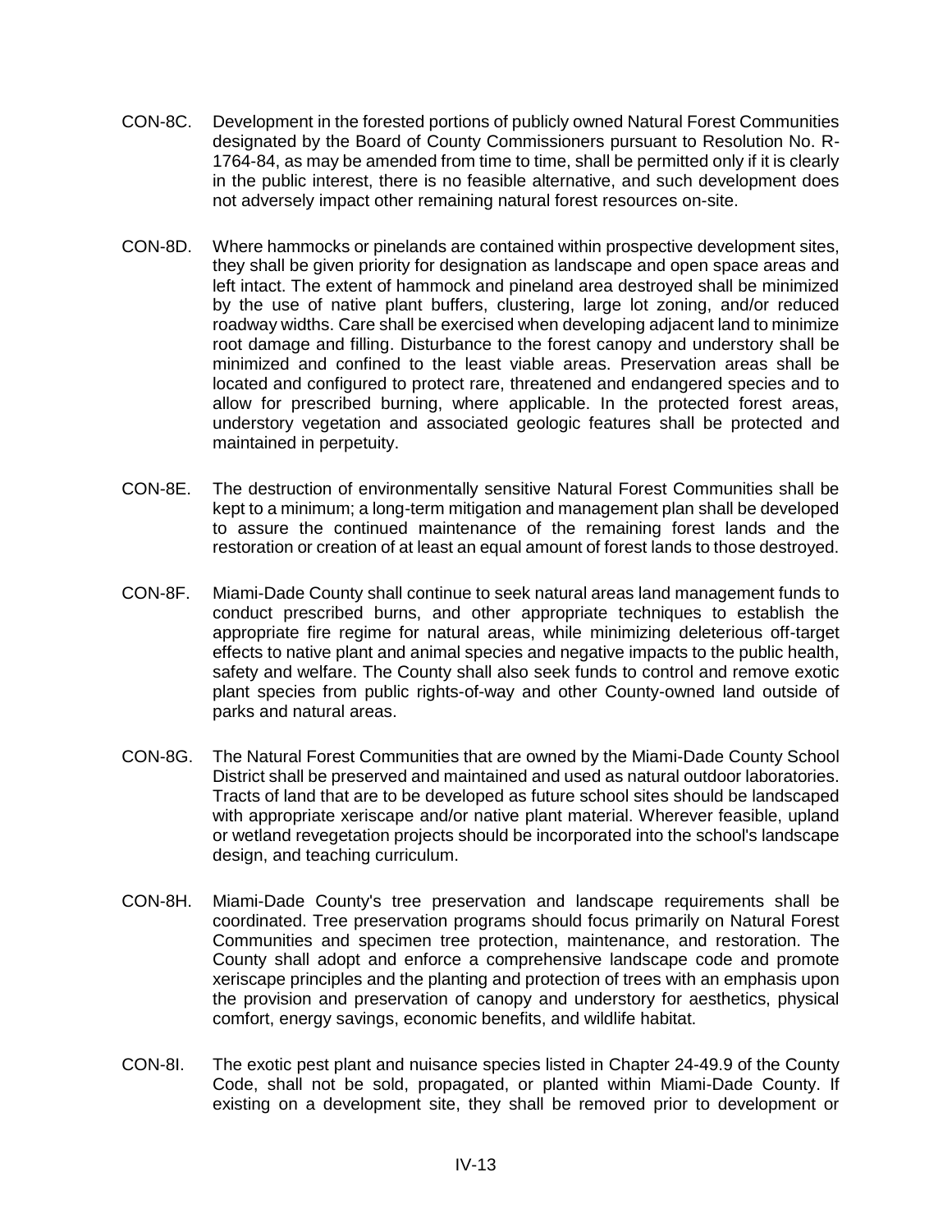CON-8C. Development in the forested portions of publicly owned Natural Forest Communities designated by the Board of County Commissioners pursuant to Resolution No. R-1764-84, as may be amended from time to time, shall be permitted only if it is clearly in the public interest, there is no feasible alternative, and such development does not adversely impact other remaining natural forest resources on-site.

CON-8D. Where hammocks or pinelands are contained within prospective development sites, they shall be given priority for designation as landscape and open space areas and left intact. The extent of hammock and pineland area destroyed shall be minimized by the use of native plant buffers, clustering, large lot zoning, and/or reduced roadway widths. Care shall be exercised when developing adjacent land to minimize root damage and filling. Disturbance to the forest canopy and understory shall be minimized and confined to the least viable areas. Preservation areas shall be located and configured to protect rare, threatened and endangered species and to allow for prescribed burning, where applicable. In the protected forest areas, understory vegetation and associated geologic features shall be protected and maintained in perpetuity.

CON-8E. The destruction of environmentally sensitive Natural Forest Communities shall be kept to a minimum; a long-term mitigation and management plan shall be developed to assure the continued maintenance of the remaining forest lands and the restoration or creation of at least an equal amount of forest lands to those destroyed.

CON-8F. Miami-Dade County shall continue to seek natural areas land management funds to conduct prescribed burns, and other appropriate techniques to establish the appropriate fire regime for natural areas, while minimizing deleterious off-target effects to native plant and animal species and negative impacts to the public health, safety and welfare. The County shall also seek funds to control and remove exotic plant species from public rights-of-way and other County-owned land outside of parks and natural areas.

CON-8G. The Natural Forest Communities that are owned by the Miami-Dade County School District shall be preserved and maintained and used as natural outdoor laboratories. Tracts of land that are to be developed as future school sites should be landscaped with appropriate xeriscape and/or native plant material. Wherever feasible, upland or wetland revegetation projects should be incorporated into the school's landscape design, and teaching curriculum.

CON-8H. Miami-Dade County's tree preservation and landscape requirements shall be coordinated. Tree preservation programs should focus primarily on Natural Forest Communities and specimen tree protection, maintenance, and restoration. The County shall adopt and enforce a comprehensive landscape code and promote xeriscape principles and the planting and protection of trees with an emphasis upon the provision and preservation of canopy and understory for aesthetics, physical comfort, energy savings, economic benefits, and wildlife habitat.

CON-8I. The exotic pest plant and nuisance species listed in Chapter 24-49.9 of the County Code, shall not be sold, propagated, or planted within Miami-Dade County. If existing on a development site, they shall be removed prior to development or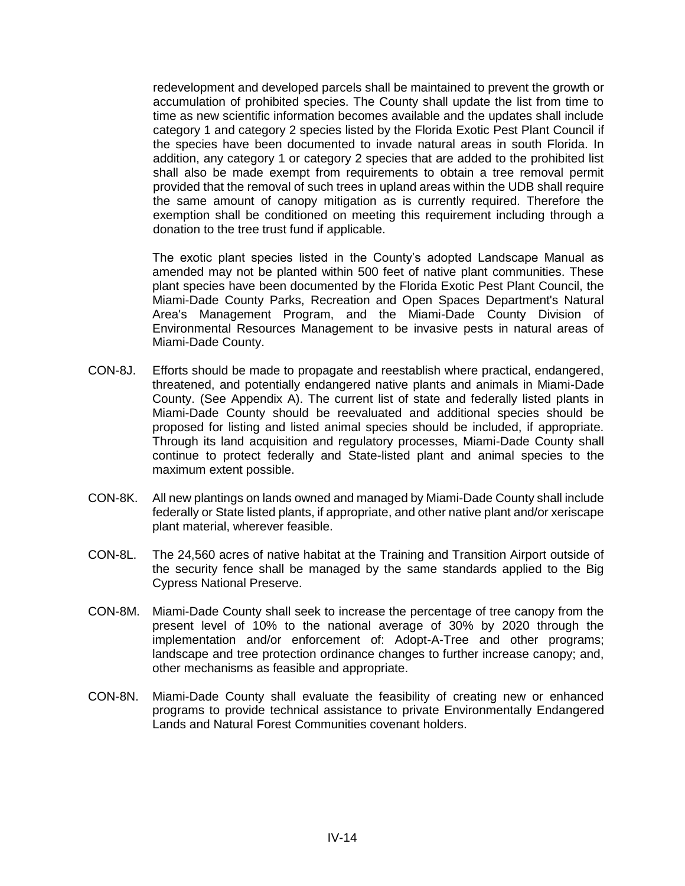redevelopment and developed parcels shall be maintained to prevent the growth or accumulation of prohibited species. The County shall update the list from time to time as new scientific information becomes available and the updates shall include category 1 and category 2 species listed by the Florida Exotic Pest Plant Council if the species have been documented to invade natural areas in south Florida. In addition, any category 1 or category 2 species that are added to the prohibited list shall also be made exempt from requirements to obtain a tree removal permit provided that the removal of such trees in upland areas within the UDB shall require the same amount of canopy mitigation as is currently required. Therefore the exemption shall be conditioned on meeting this requirement including through a donation to the tree trust fund if applicable.

The exotic plant species listed in the County's adopted Landscape Manual as amended may not be planted within 500 feet of native plant communities. These plant species have been documented by the Florida Exotic Pest Plant Council, the Miami-Dade County Parks, Recreation and Open Spaces Department's Natural Area's Management Program, and the Miami-Dade County Division of Environmental Resources Management to be invasive pests in natural areas of Miami-Dade County.

CON-8J. Efforts should be made to propagate and reestablish where practical, endangered, threatened, and potentially endangered native plants and animals in Miami-Dade County. (See Appendix A). The current list of state and federally listed plants in Miami-Dade County should be reevaluated and additional species should be proposed for listing and listed animal species should be included, if appropriate. Through its land acquisition and regulatory processes, Miami-Dade County shall continue to protect federally and State-listed plant and animal species to the maximum extent possible.

CON-8K. All new plantings on lands owned and managed by Miami-Dade County shall include federally or State listed plants, if appropriate, and other native plant and/or xeriscape plant material, wherever feasible.

CON-8L. The 24,560 acres of native habitat at the Training and Transition Airport outside of the security fence shall be managed by the same standards applied to the Big Cypress National Preserve.

CON-8M. Miami-Dade County shall seek to increase the percentage of tree canopy from the present level of 10% to the national average of 30% by 2020 through the implementation and/or enforcement of: Adopt-A-Tree and other programs; landscape and tree protection ordinance changes to further increase canopy; and, other mechanisms as feasible and appropriate.

CON-8N. Miami-Dade County shall evaluate the feasibility of creating new or enhanced programs to provide technical assistance to private Environmentally Endangered Lands and Natural Forest Communities covenant holders.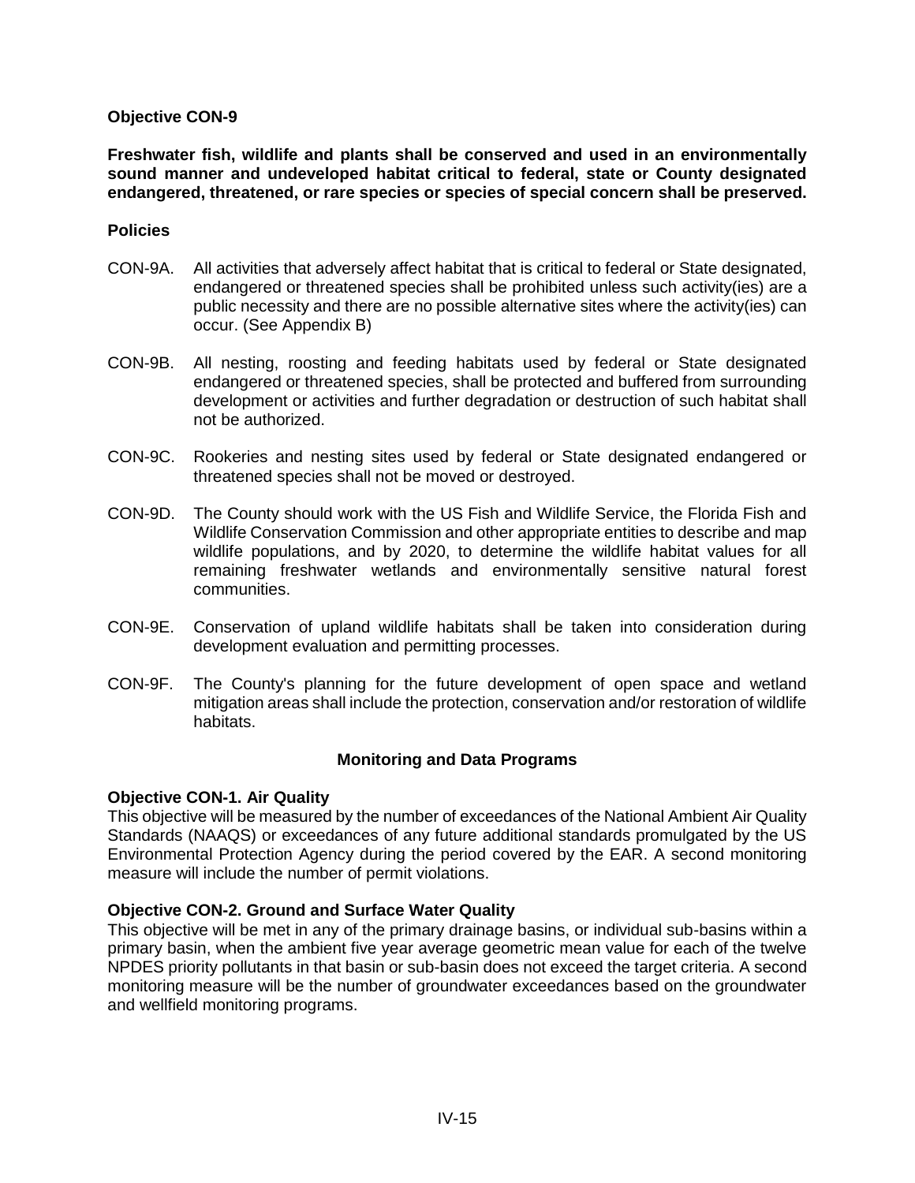**Objective CON-9**

**Freshwater fish, wildlife and plants shall be conserved and used in an environmentally sound manner and undeveloped habitat critical to federal, state or County designated endangered, threatened, or rare species or species of special concern shall be preserved.**

**Policies**

CON-9A. All activities that adversely affect habitat that is critical to federal or State designated, endangered or threatened species shall be prohibited unless such activity(ies) are a public necessity and there are no possible alternative sites where the activity(ies) can occur. (See Appendix B)

CON-9B. All nesting, roosting and feeding habitats used by federal or State designated endangered or threatened species, shall be protected and buffered from surrounding development or activities and further degradation or destruction of such habitat shall not be authorized.

CON-9C. Rookeries and nesting sites used by federal or State designated endangered or threatened species shall not be moved or destroyed.

CON-9D. The County should work with the US Fish and Wildlife Service, the Florida Fish and Wildlife Conservation Commission and other appropriate entities to describe and map wildlife populations, and by 2020, to determine the wildlife habitat values for all remaining freshwater wetlands and environmentally sensitive natural forest communities.

CON-9E. Conservation of upland wildlife habitats shall be taken into consideration during development evaluation and permitting processes.

CON-9F. The County's planning for the future development of open space and wetland mitigation areas shall include the protection, conservation and/or restoration of wildlife habitats.

## Monitoring and Data Programs

**Objective CON-1. Air Quality**

This objective will be measured by the number of exceedances of the National Ambient Air Quality Standards (NAAQS) or exceedances of any future additional standards promulgated by the US Environmental Protection Agency during the period covered by the EAR. A second monitoring measure will include the number of permit violations.

**Objective CON-2. Ground and Surface Water Quality**

This objective will be met in any of the primary drainage basins, or individual sub-basins within a primary basin, when the ambient five year average geometric mean value for each of the twelve NPDES priority pollutants in that basin or sub-basin does not exceed the target criteria. A second monitoring measure will be the number of groundwater exceedances based on the groundwater and wellfield monitoring programs.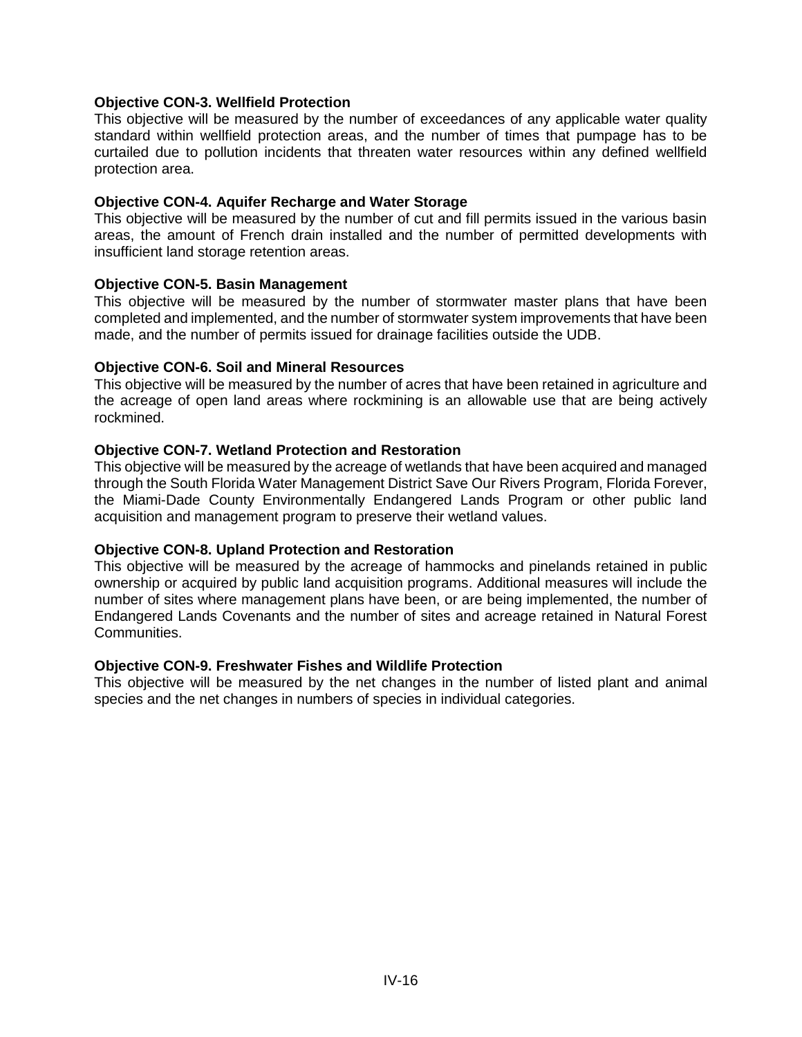**Objective CON-3. Wellfield Protection**
This objective will be measured by the number of exceedances of any applicable water quality standard within wellfield protection areas, and the number of times that pumpage has to be curtailed due to pollution incidents that threaten water resources within any defined wellfield protection area.

**Objective CON-4. Aquifer Recharge and Water Storage**
This objective will be measured by the number of cut and fill permits issued in the various basin areas, the amount of French drain installed and the number of permitted developments with insufficient land storage retention areas.

**Objective CON-5. Basin Management**
This objective will be measured by the number of stormwater master plans that have been completed and implemented, and the number of stormwater system improvements that have been made, and the number of permits issued for drainage facilities outside the UDB.

**Objective CON-6. Soil and Mineral Resources**
This objective will be measured by the number of acres that have been retained in agriculture and the acreage of open land areas where rockmining is an allowable use that are being actively rockmined.

**Objective CON-7. Wetland Protection and Restoration**
This objective will be measured by the acreage of wetlands that have been acquired and managed through the South Florida Water Management District Save Our Rivers Program, Florida Forever, the Miami-Dade County Environmentally Endangered Lands Program or other public land acquisition and management program to preserve their wetland values.

**Objective CON-8. Upland Protection and Restoration**
This objective will be measured by the acreage of hammocks and pinelands retained in public ownership or acquired by public land acquisition programs. Additional measures will include the number of sites where management plans have been, or are being implemented, the number of Endangered Lands Covenants and the number of sites and acreage retained in Natural Forest Communities.

**Objective CON-9. Freshwater Fishes and Wildlife Protection**
This objective will be measured by the net changes in the number of listed plant and animal species and the net changes in numbers of species in individual categories.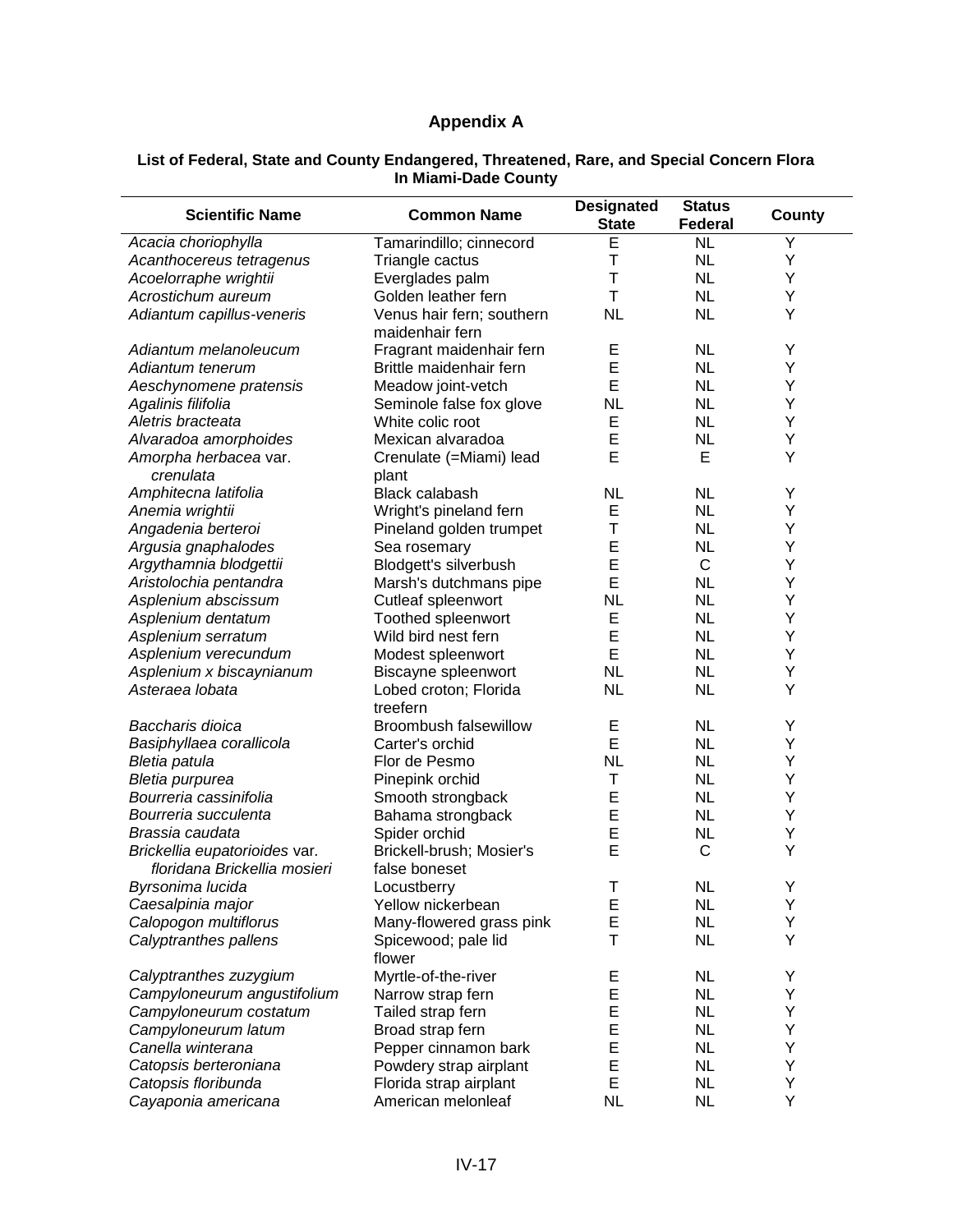# Appendix A

### List of Federal, State and County Endangered, Threatened, Rare, and Special Concern Flora In Miami-Dade County

| Scientific Name | Common Name | Designated State | Status Federal | County |
|---|---|---|---|---|
| *Acacia choriophylla* | Tamarindillo; cinnecord | E | NL | Y |
| *Acanthocereus tetragenus* | Triangle cactus | T | NL | Y |
| *Acoelorraphe wrightii* | Everglades palm | T | NL | Y |
| *Acrostichum aureum* | Golden leather fern | T | NL | Y |
| *Adiantum capillus-veneris* | Venus hair fern; southern maidenhair fern | NL | NL | Y |
| *Adiantum melanoleucum* | Fragrant maidenhair fern | E | NL | Y |
| *Adiantum tenerum* | Brittle maidenhair fern | E | NL | Y |
| *Aeschynomene pratensis* | Meadow joint-vetch | E | NL | Y |
| *Agalinis filifolia* | Seminole false fox glove | NL | NL | Y |
| *Aletris bracteata* | White colic root | E | NL | Y |
| *Alvaradoa amorphoides* | Mexican alvaradoa | E | NL | Y |
| *Amorpha herbacea* var. *crenulata* | Crenulate (=Miami) lead plant | E | E | Y |
| *Amphitecna latifolia* | Black calabash | NL | NL | Y |
| *Anemia wrightii* | Wright's pineland fern | E | NL | Y |
| *Angadenia berteroi* | Pineland golden trumpet | T | NL | Y |
| *Argusia gnaphalodes* | Sea rosemary | E | NL | Y |
| *Argythamnia blodgettii* | Blodgett's silverbush | E | C | Y |
| *Aristolochia pentandra* | Marsh's dutchmans pipe | E | NL | Y |
| *Asplenium abscissum* | Cutleaf spleenwort | NL | NL | Y |
| *Asplenium dentatum* | Toothed spleenwort | E | NL | Y |
| *Asplenium serratum* | Wild bird nest fern | E | NL | Y |
| *Asplenium verecundum* | Modest spleenwort | E | NL | Y |
| *Asplenium x biscaynianum* | Biscayne spleenwort | NL | NL | Y |
| *Asteraea lobata* | Lobed croton; Florida treefern | NL | NL | Y |
| *Baccharis dioica* | Broombush falsewillow | E | NL | Y |
| *Basiphyllaea corallicola* | Carter's orchid | E | NL | Y |
| *Bletia patula* | Flor de Pesmo | NL | NL | Y |
| *Bletia purpurea* | Pinepink orchid | T | NL | Y |
| *Bourreria cassinifolia* | Smooth strongback | E | NL | Y |
| *Bourreria succulenta* | Bahama strongback | E | NL | Y |
| *Brassia caudata* | Spider orchid | E | NL | Y |
| *Brickellia eupatorioides* var. *floridana Brickellia mosieri* | Brickell-brush; Mosier's false boneset | E | C | Y |
| *Byrsonima lucida* | Locustberry | T | NL | Y |
| *Caesalpinia major* | Yellow nickerbean | E | NL | Y |
| *Calopogon multiflorus* | Many-flowered grass pink | E | NL | Y |
| *Calyptranthes pallens* | Spicewood; pale lid flower | T | NL | Y |
| *Calyptranthes zuzygium* | Myrtle-of-the-river | E | NL | Y |
| *Campyloneurum angustifolium* | Narrow strap fern | E | NL | Y |
| *Campyloneurum costatum* | Tailed strap fern | E | NL | Y |
| *Campyloneurum latum* | Broad strap fern | E | NL | Y |
| *Canella winterana* | Pepper cinnamon bark | E | NL | Y |
| *Catopsis berteroniana* | Powdery strap airplant | E | NL | Y |
| *Catopsis floribunda* | Florida strap airplant | E | NL | Y |
| *Cayaponia americana* | American melonleaf | NL | NL | Y |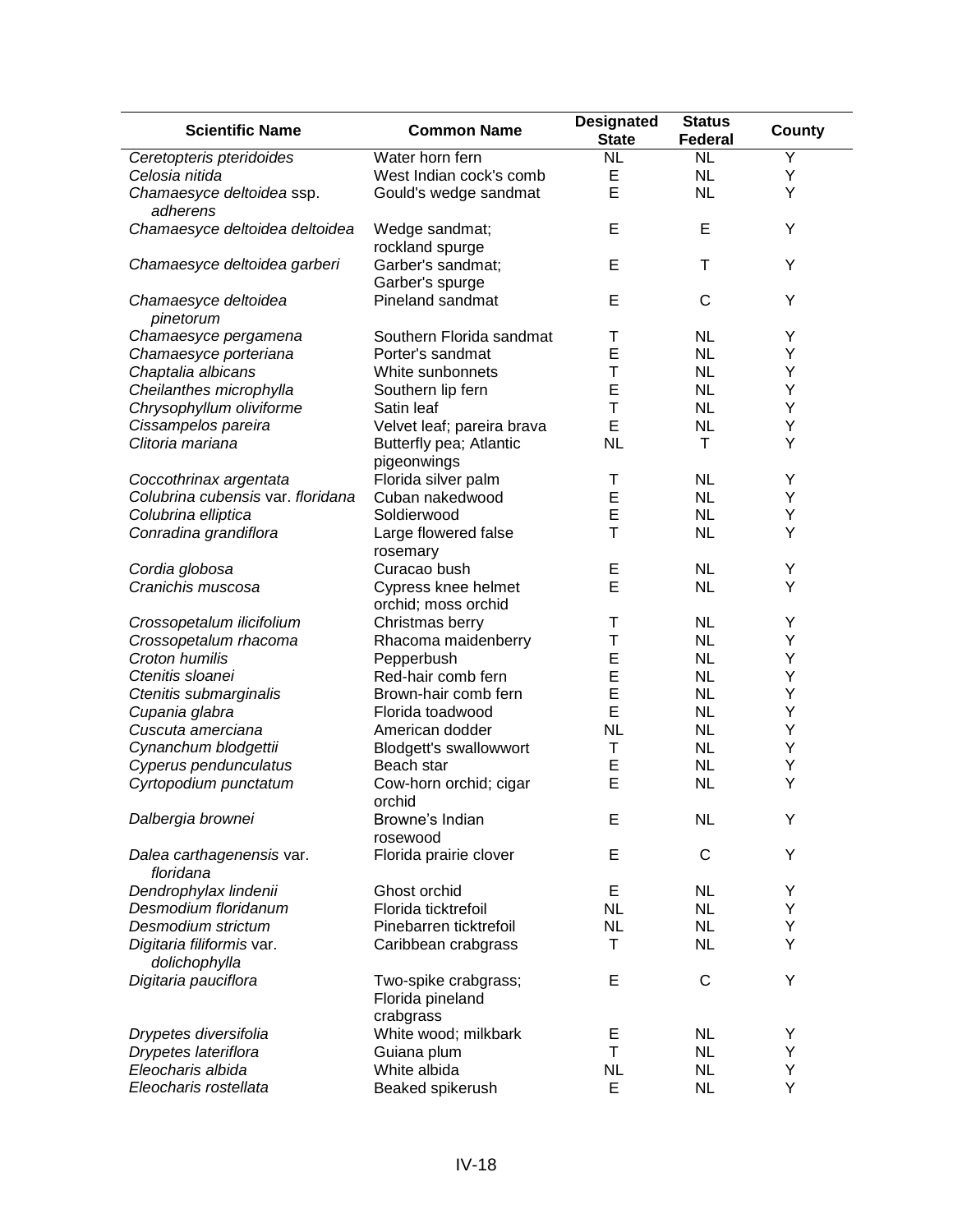| Scientific Name | Common Name | Designated State | Status Federal | County |
|---|---|---|---|---|
| *Ceretopteris pteridoides* | Water horn fern | NL | NL | Y |
| *Celosia nitida* | West Indian cock's comb | E | NL | Y |
| *Chamaesyce deltoidea* ssp. *adherens* | Gould's wedge sandmat | E | NL | Y |
| *Chamaesyce deltoidea deltoidea* | Wedge sandmat; rockland spurge | E | E | Y |
| *Chamaesyce deltoidea garberi* | Garber's sandmat; Garber's spurge | E | T | Y |
| *Chamaesyce deltoidea pinetorum* | Pineland sandmat | E | C | Y |
| *Chamaesyce pergamena* | Southern Florida sandmat | T | NL | Y |
| *Chamaesyce porteriana* | Porter's sandmat | E | NL | Y |
| *Chaptalia albicans* | White sunbonnets | T | NL | Y |
| *Cheilanthes microphylla* | Southern lip fern | E | NL | Y |
| *Chrysophyllum oliviforme* | Satin leaf | T | NL | Y |
| *Cissampelos pareira* | Velvet leaf; pareira brava | E | NL | Y |
| *Clitoria mariana* | Butterfly pea; Atlantic pigeonwings | NL | T | Y |
| *Coccothrinax argentata* | Florida silver palm | T | NL | Y |
| *Colubrina cubensis* var. *floridana* | Cuban nakedwood | E | NL | Y |
| *Colubrina elliptica* | Soldierwood | E | NL | Y |
| *Conradina grandiflora* | Large flowered false rosemary | T | NL | Y |
| *Cordia globosa* | Curacao bush | E | NL | Y |
| *Cranichis muscosa* | Cypress knee helmet orchid; moss orchid | E | NL | Y |
| *Crossopetalum ilicifolium* | Christmas berry | T | NL | Y |
| *Crossopetalum rhacoma* | Rhacoma maidenberry | T | NL | Y |
| *Croton humilis* | Pepperbush | E | NL | Y |
| *Ctenitis sloanei* | Red-hair comb fern | E | NL | Y |
| *Ctenitis submarginalis* | Brown-hair comb fern | E | NL | Y |
| *Cupania glabra* | Florida toadwood | E | NL | Y |
| *Cuscuta amerciana* | American dodder | NL | NL | Y |
| *Cynanchum blodgettii* | Blodgett's swallowwort | T | NL | Y |
| *Cyperus pendunculatus* | Beach star | E | NL | Y |
| *Cyrtopodium punctatum* | Cow-horn orchid; cigar orchid | E | NL | Y |
| *Dalbergia brownei* | Browne's Indian rosewood | E | NL | Y |
| *Dalea carthagenensis* var. *floridana* | Florida prairie clover | E | C | Y |
| *Dendrophylax lindenii* | Ghost orchid | E | NL | Y |
| *Desmodium floridanum* | Florida ticktrefoil | NL | NL | Y |
| *Desmodium strictum* | Pinebarren ticktrefoil | NL | NL | Y |
| *Digitaria filiformis* var. *dolichophylla* | Caribbean crabgrass | T | NL | Y |
| *Digitaria pauciflora* | Two-spike crabgrass; Florida pineland crabgrass | E | C | Y |
| *Drypetes diversifolia* | White wood; milkbark | E | NL | Y |
| *Drypetes lateriflora* | Guiana plum | T | NL | Y |
| *Eleocharis albida* | White albida | NL | NL | Y |
| *Eleocharis rostellata* | Beaked spikerush | E | NL | Y |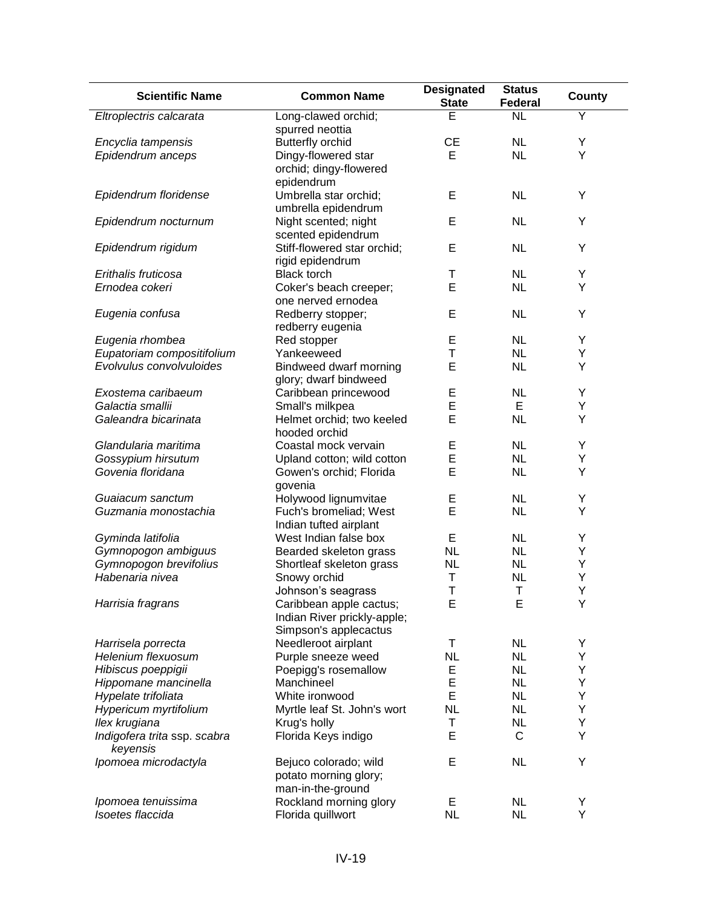| Scientific Name | Common Name | Designated State | Status Federal | County |
|---|---|---|---|---|
| *Eltroplectris calcarata* | Long-clawed orchid; spurred neottia | E | NL | Y |
| *Encyclia tampensis* | Butterfly orchid | CE | NL | Y |
| *Epidendrum anceps* | Dingy-flowered star orchid; dingy-flowered epidendrum | E | NL | Y |
| *Epidendrum floridense* | Umbrella star orchid; umbrella epidendrum | E | NL | Y |
| *Epidendrum nocturnum* | Night scented; night scented epidendrum | E | NL | Y |
| *Epidendrum rigidum* | Stiff-flowered star orchid; rigid epidendrum | E | NL | Y |
| *Erithalis fruticosa* | Black torch | T | NL | Y |
| *Ernodea cokeri* | Coker's beach creeper; one nerved ernodea | E | NL | Y |
| *Eugenia confusa* | Redberry stopper; redberry eugenia | E | NL | Y |
| *Eugenia rhombea* | Red stopper | E | NL | Y |
| *Eupatoriam compositifolium* | Yankeeweed | T | NL | Y |
| *Evolvulus convolvuloides* | Bindweed dwarf morning glory; dwarf bindweed | E | NL | Y |
| *Exostema caribaeum* | Caribbean princewood | E | NL | Y |
| *Galactia smallii* | Small's milkpea | E | E | Y |
| *Galeandra bicarinata* | Helmet orchid; two keeled hooded orchid | E | NL | Y |
| *Glandularia maritima* | Coastal mock vervain | E | NL | Y |
| *Gossypium hirsutum* | Upland cotton; wild cotton | E | NL | Y |
| *Govenia floridana* | Gowen's orchid; Florida govenia | E | NL | Y |
| *Guaiacum sanctum* | Holywood lignumvitae | E | NL | Y |
| *Guzmania monostachia* | Fuch's bromeliad; West Indian tufted airplant | E | NL | Y |
| *Gyminda latifolia* | West Indian false box | E | NL | Y |
| *Gymnopogon ambiguus* | Bearded skeleton grass | NL | NL | Y |
| *Gymnopogon brevifolius* | Shortleaf skeleton grass | NL | NL | Y |
| *Habenaria nivea* | Snowy orchid | T | NL | Y |
| | Johnson's seagrass | T | T | Y |
| *Harrisia fragrans* | Caribbean apple cactus; Indian River prickly-apple; Simpson's applecactus | E | E | Y |
| *Harrisela porrecta* | Needleroot airplant | T | NL | Y |
| *Helenium flexuosum* | Purple sneeze weed | NL | NL | Y |
| *Hibiscus poeppigii* | Poepigg's rosemallow | E | NL | Y |
| *Hippomane mancinella* | Manchineel | E | NL | Y |
| *Hypelate trifoliata* | White ironwood | E | NL | Y |
| *Hypericum myrtifolium* | Myrtle leaf St. John's wort | NL | NL | Y |
| *Ilex krugiana* | Krug's holly | T | NL | Y |
| *Indigofera trita* ssp. *scabra keyensis* | Florida Keys indigo | E | C | Y |
| *Ipomoea microdactyla* | Bejuco colorado; wild potato morning glory; man-in-the-ground | E | NL | Y |
| *Ipomoea tenuissima* | Rockland morning glory | E | NL | Y |
| *Isoetes flaccida* | Florida quillwort | NL | NL | Y |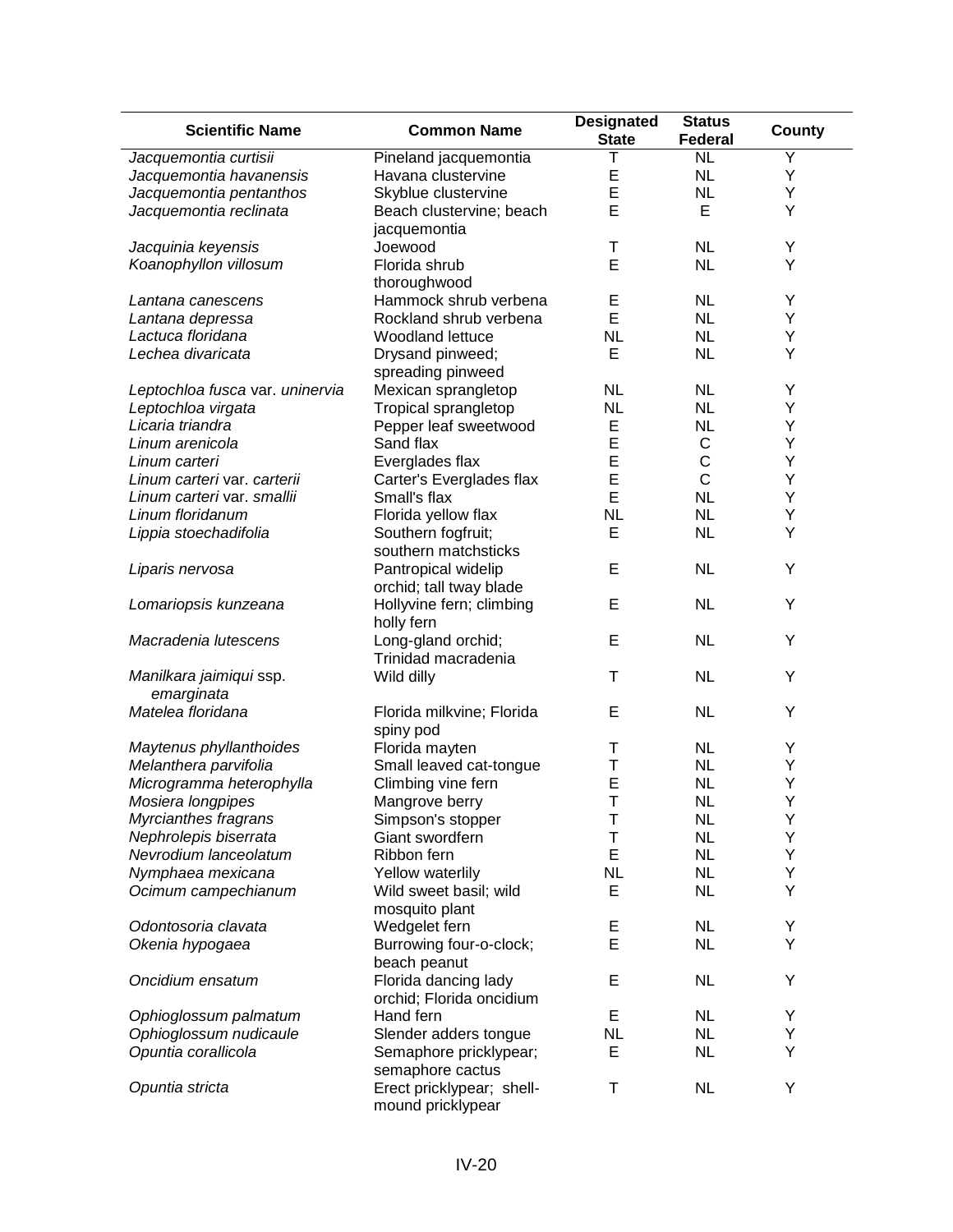| Scientific Name | Common Name | Designated State | Status Federal | County |
|---|---|---|---|---|
| *Jacquemontia curtisii* | Pineland jacquemontia | T | NL | Y |
| *Jacquemontia havanensis* | Havana clustervine | E | NL | Y |
| *Jacquemontia pentanthos* | Skyblue clustervine | E | NL | Y |
| *Jacquemontia reclinata* | Beach clustervine; beach jacquemontia | E | E | Y |
| *Jacquinia keyensis* | Joewood | T | NL | Y |
| *Koanophyllon villosum* | Florida shrub thoroughwood | E | NL | Y |
| *Lantana canescens* | Hammock shrub verbena | E | NL | Y |
| *Lantana depressa* | Rockland shrub verbena | E | NL | Y |
| *Lactuca floridana* | Woodland lettuce | NL | NL | Y |
| *Lechea divaricata* | Drysand pinweed; spreading pinweed | E | NL | Y |
| *Leptochloa fusca* var. *uninervia* | Mexican sprangletop | NL | NL | Y |
| *Leptochloa virgata* | Tropical sprangletop | NL | NL | Y |
| *Licaria triandra* | Pepper leaf sweetwood | E | NL | Y |
| *Linum arenicola* | Sand flax | E | C | Y |
| *Linum carteri* | Everglades flax | E | C | Y |
| *Linum carteri* var. *carterii* | Carter's Everglades flax | E | C | Y |
| *Linum carteri* var. *smallii* | Small's flax | E | NL | Y |
| *Linum floridanum* | Florida yellow flax | NL | NL | Y |
| *Lippia stoechadifolia* | Southern fogfruit; southern matchsticks | E | NL | Y |
| *Liparis nervosa* | Pantropical widelip orchid; tall tway blade | E | NL | Y |
| *Lomariopsis kunzeana* | Hollyvine fern; climbing holly fern | E | NL | Y |
| *Macradenia lutescens* | Long-gland orchid; Trinidad macradenia | E | NL | Y |
| *Manilkara jaimiqui* ssp. *emarginata* | Wild dilly | T | NL | Y |
| *Matelea floridana* | Florida milkvine; Florida spiny pod | E | NL | Y |
| *Maytenus phyllanthoides* | Florida mayten | T | NL | Y |
| *Melanthera parvifolia* | Small leaved cat-tongue | T | NL | Y |
| *Microgramma heterophylla* | Climbing vine fern | E | NL | Y |
| *Mosiera longpipes* | Mangrove berry | T | NL | Y |
| *Myrcianthes fragrans* | Simpson's stopper | T | NL | Y |
| *Nephrolepis biserrata* | Giant swordfern | T | NL | Y |
| *Nevrodium lanceolatum* | Ribbon fern | E | NL | Y |
| *Nymphaea mexicana* | Yellow waterlily | NL | NL | Y |
| *Ocimum campechianum* | Wild sweet basil; wild mosquito plant | E | NL | Y |
| *Odontosoria clavata* | Wedgelet fern | E | NL | Y |
| *Okenia hypogaea* | Burrowing four-o-clock; beach peanut | E | NL | Y |
| *Oncidium ensatum* | Florida dancing lady orchid; Florida oncidium | E | NL | Y |
| *Ophioglossum palmatum* | Hand fern | E | NL | Y |
| *Ophioglossum nudicaule* | Slender adders tongue | NL | NL | Y |
| *Opuntia corallicola* | Semaphore pricklypear; semaphore cactus | E | NL | Y |
| *Opuntia stricta* | Erect pricklypear; shell-mound pricklypear | T | NL | Y |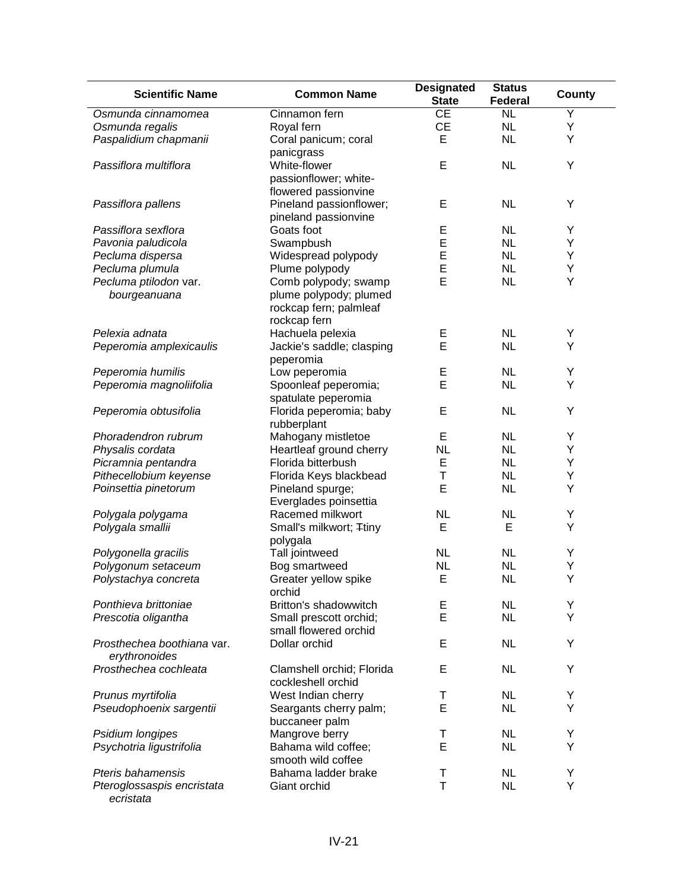| Scientific Name | Common Name | Designated State | Status Federal | County |
|---|---|---|---|---|
| *Osmunda cinnamomea* | Cinnamon fern | CE | NL | Y |
| *Osmunda regalis* | Royal fern | CE | NL | Y |
| *Paspalidium chapmanii* | Coral panicum; coral panicgrass | E | NL | Y |
| *Passiflora multiflora* | White-flower passionflower; white-flowered passionvine | E | NL | Y |
| *Passiflora pallens* | Pineland passionflower; pineland passionvine | E | NL | Y |
| *Passiflora sexflora* | Goats foot | E | NL | Y |
| *Pavonia paludicola* | Swampbush | E | NL | Y |
| *Pecluma dispersa* | Widespread polypody | E | NL | Y |
| *Pecluma plumula* | Plume polypody | E | NL | Y |
| *Pecluma ptilodon* var. *bourgeanuana* | Comb polypody; swamp plume polypody; plumed rockcap fern; palmleaf rockcap fern | E | NL | Y |
| *Pelexia adnata* | Hachuela pelexia | E | NL | Y |
| *Peperomia amplexicaulis* | Jackie's saddle; clasping peperomia | E | NL | Y |
| *Peperomia humilis* | Low peperomia | E | NL | Y |
| *Peperomia magnoliifolia* | Spoonleaf peperomia; spatulate peperomia | E | NL | Y |
| *Peperomia obtusifolia* | Florida peperomia; baby rubberplant | E | NL | Y |
| *Phoradendron rubrum* | Mahogany mistletoe | E | NL | Y |
| *Physalis cordata* | Heartleaf ground cherry | NL | NL | Y |
| *Picramnia pentandra* | Florida bitterbush | E | NL | Y |
| *Pithecellobium keyense* | Florida Keys blackbead | T | NL | Y |
| *Poinsettia pinetorum* | Pineland spurge; Everglades poinsettia | E | NL | Y |
| *Polygala polygama* | Racemed milkwort | NL | NL | Y |
| *Polygala smallii* | Small's milkwort; ~~T~~tiny polygala | E | E | Y |
| *Polygonella gracilis* | Tall jointweed | NL | NL | Y |
| *Polygonum setaceum* | Bog smartweed | NL | NL | Y |
| *Polystachya concreta* | Greater yellow spike orchid | E | NL | Y |
| *Ponthieva brittoniae* | Britton's shadowwitch | E | NL | Y |
| *Prescotia oligantha* | Small prescott orchid; small flowered orchid | E | NL | Y |
| *Prosthechea boothiana* var. *erythronoides* | Dollar orchid | E | NL | Y |
| *Prosthechea cochleata* | Clamshell orchid; Florida cockleshell orchid | E | NL | Y |
| *Prunus myrtifolia* | West Indian cherry | T | NL | Y |
| *Pseudophoenix sargentii* | Seargants cherry palm; buccaneer palm | E | NL | Y |
| *Psidium longipes* | Mangrove berry | T | NL | Y |
| *Psychotria ligustrifolia* | Bahama wild coffee; smooth wild coffee | E | NL | Y |
| *Pteris bahamensis* | Bahama ladder brake | T | NL | Y |
| *Pteroglossaspis encristata ecristata* | Giant orchid | T | NL | Y |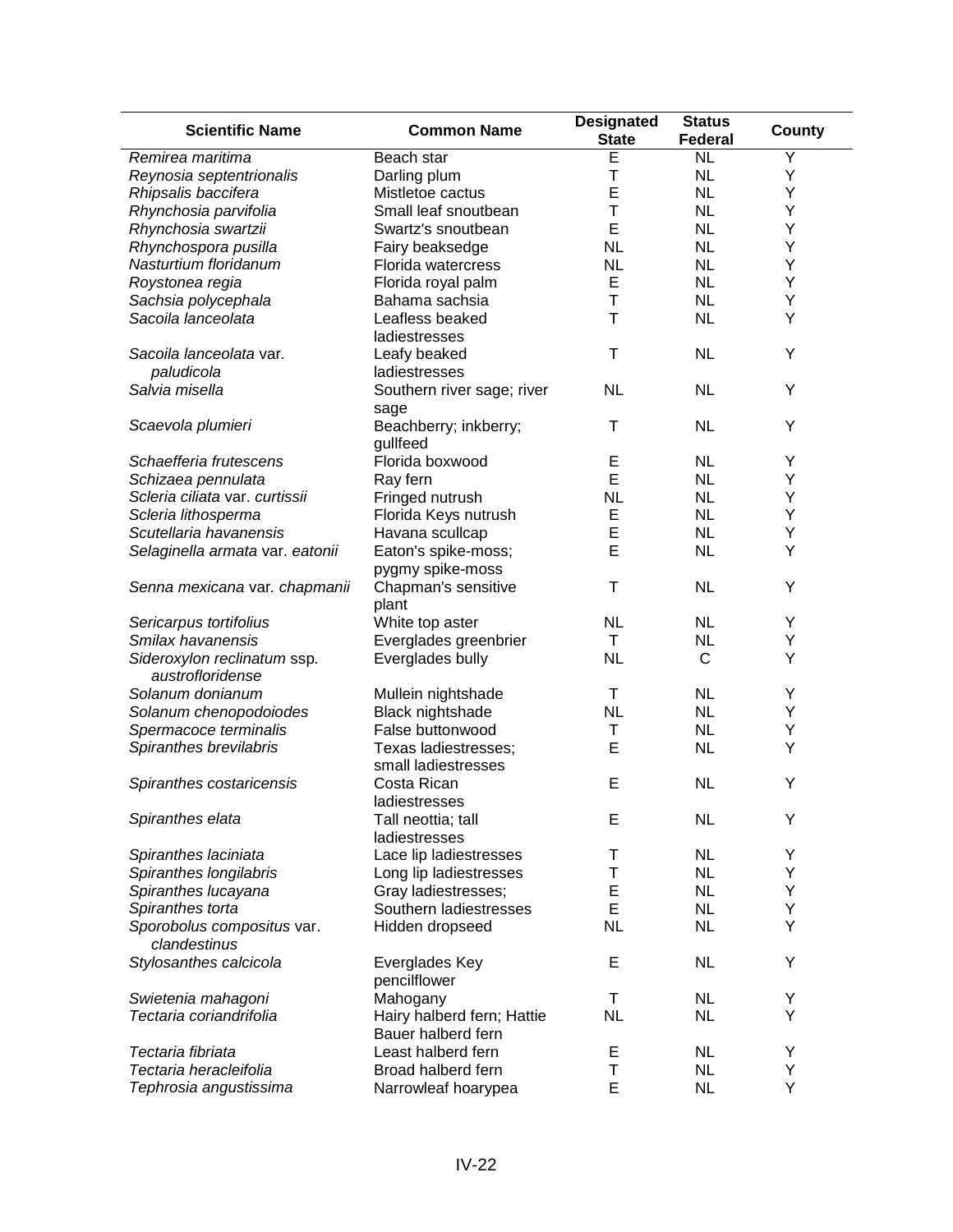| Scientific Name | Common Name | Designated State | Status Federal | County |
|---|---|---|---|---|
| *Remirea maritima* | Beach star | E | NL | Y |
| *Reynosia septentrionalis* | Darling plum | T | NL | Y |
| *Rhipsalis baccifera* | Mistletoe cactus | E | NL | Y |
| *Rhynchosia parvifolia* | Small leaf snoutbean | T | NL | Y |
| *Rhynchosia swartzii* | Swartz's snoutbean | E | NL | Y |
| *Rhynchospora pusilla* | Fairy beaksedge | NL | NL | Y |
| *Nasturtium floridanum* | Florida watercress | NL | NL | Y |
| *Roystonea regia* | Florida royal palm | E | NL | Y |
| *Sachsia polycephala* | Bahama sachsia | T | NL | Y |
| *Sacoila lanceolata* | Leafless beaked ladiestresses | T | NL | Y |
| *Sacoila lanceolata* var. *paludicola* | Leafy beaked ladiestresses | T | NL | Y |
| *Salvia misella* | Southern river sage; river sage | NL | NL | Y |
| *Scaevola plumieri* | Beachberry; inkberry; gullfeed | T | NL | Y |
| *Schaefferia frutescens* | Florida boxwood | E | NL | Y |
| *Schizaea pennulata* | Ray fern | E | NL | Y |
| *Scleria ciliata* var. *curtissii* | Fringed nutrush | NL | NL | Y |
| *Scleria lithosperma* | Florida Keys nutrush | E | NL | Y |
| *Scutellaria havanensis* | Havana scullcap | E | NL | Y |
| *Selaginella armata* var. *eatonii* | Eaton's spike-moss; pygmy spike-moss | E | NL | Y |
| *Senna mexicana* var. *chapmanii* | Chapman's sensitive plant | T | NL | Y |
| *Sericarpus tortifolius* | White top aster | NL | NL | Y |
| *Smilax havanensis* | Everglades greenbrier | T | NL | Y |
| *Sideroxylon reclinatum* ssp. *austrofloridense* | Everglades bully | NL | C | Y |
| *Solanum donianum* | Mullein nightshade | T | NL | Y |
| *Solanum chenopodoiodes* | Black nightshade | NL | NL | Y |
| *Spermacoce terminalis* | False buttonwood | T | NL | Y |
| *Spiranthes brevilabris* | Texas ladiestresses; small ladiestresses | E | NL | Y |
| *Spiranthes costaricensis* | Costa Rican ladiestresses | E | NL | Y |
| *Spiranthes elata* | Tall neottia; tall ladiestresses | E | NL | Y |
| *Spiranthes laciniata* | Lace lip ladiestresses | T | NL | Y |
| *Spiranthes longilabris* | Long lip ladiestresses | T | NL | Y |
| *Spiranthes lucayana* | Gray ladiestresses; | E | NL | Y |
| *Spiranthes torta* | Southern ladiestresses | E | NL | Y |
| *Sporobolus compositus* var. *clandestinus* | Hidden dropseed | NL | NL | Y |
| *Stylosanthes calcicola* | Everglades Key pencilflower | E | NL | Y |
| *Swietenia mahagoni* | Mahogany | T | NL | Y |
| *Tectaria coriandrifolia* | Hairy halberd fern; Hattie Bauer halberd fern | NL | NL | Y |
| *Tectaria fibriata* | Least halberd fern | E | NL | Y |
| *Tectaria heracleifolia* | Broad halberd fern | T | NL | Y |
| *Tephrosia angustissima* | Narrowleaf hoarypea | E | NL | Y |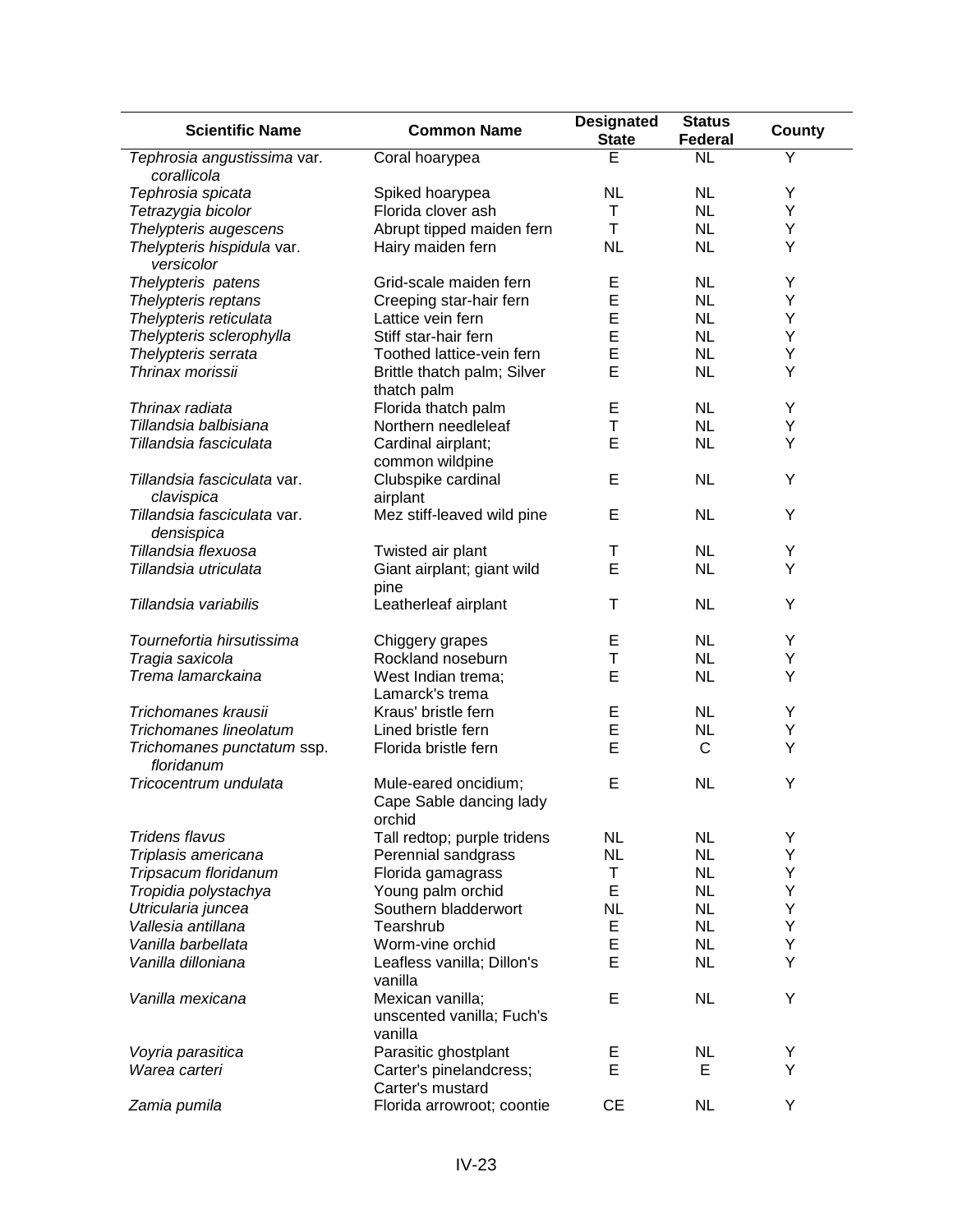| Scientific Name | Common Name | Designated State | Status Federal | County |
|---|---|---|---|---|
| *Tephrosia angustissima* var. *corallicola* | Coral hoarypea | E | NL | Y |
| *Tephrosia spicata* | Spiked hoarypea | NL | NL | Y |
| *Tetrazygia bicolor* | Florida clover ash | T | NL | Y |
| *Thelypteris augescens* | Abrupt tipped maiden fern | T | NL | Y |
| *Thelypteris hispidula* var. *versicolor* | Hairy maiden fern | NL | NL | Y |
| *Thelypteris patens* | Grid-scale maiden fern | E | NL | Y |
| *Thelypteris reptans* | Creeping star-hair fern | E | NL | Y |
| *Thelypteris reticulata* | Lattice vein fern | E | NL | Y |
| *Thelypteris sclerophylla* | Stiff star-hair fern | E | NL | Y |
| *Thelypteris serrata* | Toothed lattice-vein fern | E | NL | Y |
| *Thrinax morissii* | Brittle thatch palm; Silver thatch palm | E | NL | Y |
| *Thrinax radiata* | Florida thatch palm | E | NL | Y |
| *Tillandsia balbisiana* | Northern needleleaf | T | NL | Y |
| *Tillandsia fasciculata* | Cardinal airplant; common wildpine | E | NL | Y |
| *Tillandsia fasciculata* var. *clavispica* | Clubspike cardinal airplant | E | NL | Y |
| *Tillandsia fasciculata* var. *densispica* | Mez stiff-leaved wild pine | E | NL | Y |
| *Tillandsia flexuosa* | Twisted air plant | T | NL | Y |
| *Tillandsia utriculata* | Giant airplant; giant wild pine | E | NL | Y |
| *Tillandsia variabilis* | Leatherleaf airplant | T | NL | Y |
| *Tournefortia hirsutissima* | Chiggery grapes | E | NL | Y |
| *Tragia saxicola* | Rockland noseburn | T | NL | Y |
| *Trema lamarckaina* | West Indian trema; Lamarck's trema | E | NL | Y |
| *Trichomanes krausii* | Kraus' bristle fern | E | NL | Y |
| *Trichomanes lineolatum* | Lined bristle fern | E | NL | Y |
| *Trichomanes punctatum* ssp. *floridanum* | Florida bristle fern | E | C | Y |
| *Tricocentrum undulata* | Mule-eared oncidium; Cape Sable dancing lady orchid | E | NL | Y |
| *Tridens flavus* | Tall redtop; purple tridens | NL | NL | Y |
| *Triplasis americana* | Perennial sandgrass | NL | NL | Y |
| *Tripsacum floridanum* | Florida gamagrass | T | NL | Y |
| *Tropidia polystachya* | Young palm orchid | E | NL | Y |
| *Utricularia juncea* | Southern bladderwort | NL | NL | Y |
| *Vallesia antillana* | Tearshrub | E | NL | Y |
| *Vanilla barbellata* | Worm-vine orchid | E | NL | Y |
| *Vanilla dilloniana* | Leafless vanilla; Dillon's vanilla | E | NL | Y |
| *Vanilla mexicana* | Mexican vanilla; unscented vanilla; Fuch's vanilla | E | NL | Y |
| *Voyria parasitica* | Parasitic ghostplant | E | NL | Y |
| *Warea carteri* | Carter's pinelandcress; Carter's mustard | E | E | Y |
| *Zamia pumila* | Florida arrowroot; coontie | CE | NL | Y |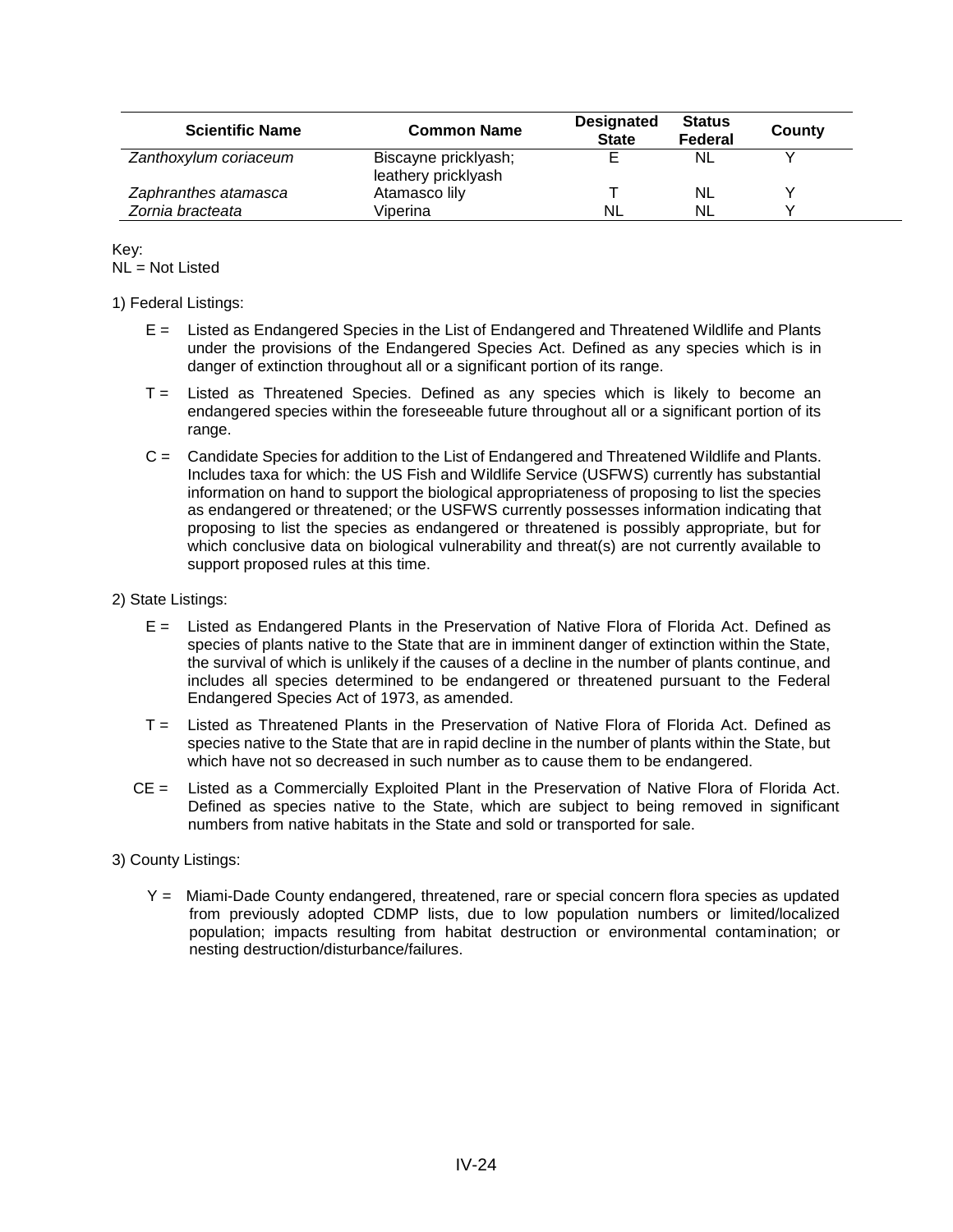| Scientific Name | Common Name | Designated State | Status Federal | County |
|---|---|---|---|---|
| *Zanthoxylum coriaceum* | Biscayne pricklyash; leathery pricklyash | E | NL | Y |
| *Zaphranthes atamasca* | Atamasco lily | T | NL | Y |
| *Zornia bracteata* | Viperina | NL | NL | Y |

Key:
NL = Not Listed

1) Federal Listings:

E = Listed as Endangered Species in the List of Endangered and Threatened Wildlife and Plants under the provisions of the Endangered Species Act. Defined as any species which is in danger of extinction throughout all or a significant portion of its range.

T = Listed as Threatened Species. Defined as any species which is likely to become an endangered species within the foreseeable future throughout all or a significant portion of its range.

C = Candidate Species for addition to the List of Endangered and Threatened Wildlife and Plants. Includes taxa for which: the US Fish and Wildlife Service (USFWS) currently has substantial information on hand to support the biological appropriateness of proposing to list the species as endangered or threatened; or the USFWS currently possesses information indicating that proposing to list the species as endangered or threatened is possibly appropriate, but for which conclusive data on biological vulnerability and threat(s) are not currently available to support proposed rules at this time.

2) State Listings:

E = Listed as Endangered Plants in the Preservation of Native Flora of Florida Act. Defined as species of plants native to the State that are in imminent danger of extinction within the State, the survival of which is unlikely if the causes of a decline in the number of plants continue, and includes all species determined to be endangered or threatened pursuant to the Federal Endangered Species Act of 1973, as amended.

T = Listed as Threatened Plants in the Preservation of Native Flora of Florida Act. Defined as species native to the State that are in rapid decline in the number of plants within the State, but which have not so decreased in such number as to cause them to be endangered.

CE = Listed as a Commercially Exploited Plant in the Preservation of Native Flora of Florida Act. Defined as species native to the State, which are subject to being removed in significant numbers from native habitats in the State and sold or transported for sale.

3) County Listings:

Y = Miami-Dade County endangered, threatened, rare or special concern flora species as updated from previously adopted CDMP lists, due to low population numbers or limited/localized population; impacts resulting from habitat destruction or environmental contamination; or nesting destruction/disturbance/failures.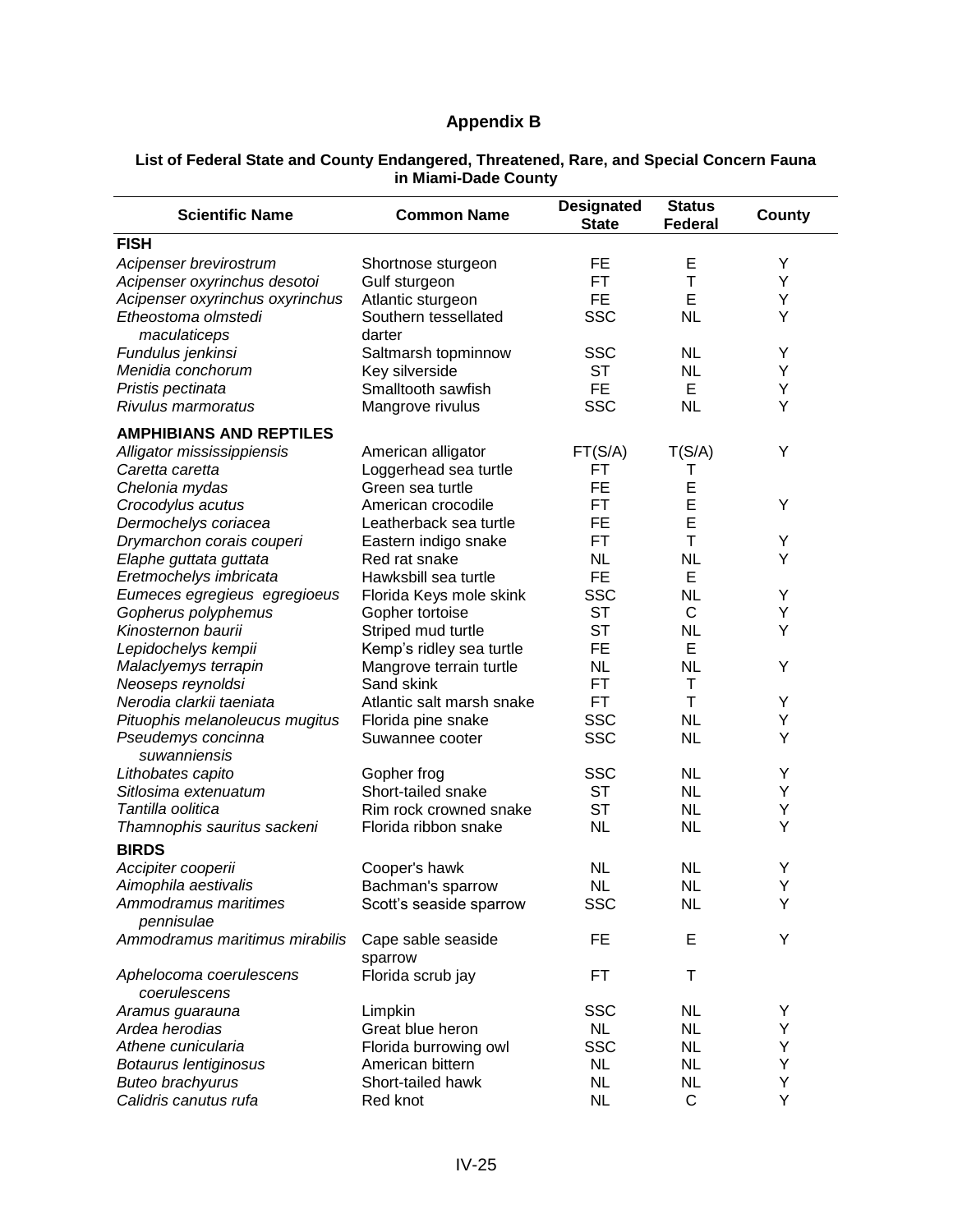# Appendix B

**List of Federal State and County Endangered, Threatened, Rare, and Special Concern Fauna in Miami-Dade County**

| Scientific Name | Common Name | Designated State | Status Federal | County |
|---|---|---|---|---|
| **FISH** | | | | |
| *Acipenser brevirostrum* | Shortnose sturgeon | FE | E | Y |
| *Acipenser oxyrinchus desotoi* | Gulf sturgeon | FT | T | Y |
| *Acipenser oxyrinchus oxyrinchus* | Atlantic sturgeon | FE | E | Y |
| *Etheostoma olmstedi maculaticeps* | Southern tessellated darter | SSC | NL | Y |
| *Fundulus jenkinsi* | Saltmarsh topminnow | SSC | NL | Y |
| *Menidia conchorum* | Key silverside | ST | NL | Y |
| *Pristis pectinata* | Smalltooth sawfish | FE | E | Y |
| *Rivulus marmoratus* | Mangrove rivulus | SSC | NL | Y |
| **AMPHIBIANS AND REPTILES** | | | | |
| *Alligator mississippiensis* | American alligator | FT(S/A) | T(S/A) | Y |
| *Caretta caretta* | Loggerhead sea turtle | FT | T | |
| *Chelonia mydas* | Green sea turtle | FE | E | |
| *Crocodylus acutus* | American crocodile | FT | E | Y |
| *Dermochelys coriacea* | Leatherback sea turtle | FE | E | |
| *Drymarchon corais couperi* | Eastern indigo snake | FT | T | Y |
| *Elaphe guttata guttata* | Red rat snake | NL | NL | Y |
| *Eretmochelys imbricata* | Hawksbill sea turtle | FE | E | |
| *Eumeces egregieus egregioeus* | Florida Keys mole skink | SSC | NL | Y |
| *Gopherus polyphemus* | Gopher tortoise | ST | C | Y |
| *Kinosternon baurii* | Striped mud turtle | ST | NL | Y |
| *Lepidochelys kempii* | Kemp's ridley sea turtle | FE | E | |
| *Malaclyemys terrapin* | Mangrove terrain turtle | NL | NL | Y |
| *Neoseps reynoldsi* | Sand skink | FT | T | |
| *Nerodia clarkii taeniata* | Atlantic salt marsh snake | FT | T | Y |
| *Pituophis melanoleucus mugitus* | Florida pine snake | SSC | NL | Y |
| *Pseudemys concinna suwanniensis* | Suwannee cooter | SSC | NL | Y |
| *Lithobates capito* | Gopher frog | SSC | NL | Y |
| *Sitlosima extenuatum* | Short-tailed snake | ST | NL | Y |
| *Tantilla oolitica* | Rim rock crowned snake | ST | NL | Y |
| *Thamnophis sauritus sackeni* | Florida ribbon snake | NL | NL | Y |
| **BIRDS** | | | | |
| *Accipiter cooperii* | Cooper's hawk | NL | NL | Y |
| *Aimophila aestivalis* | Bachman's sparrow | NL | NL | Y |
| *Ammodramus maritimes pennisulae* | Scott's seaside sparrow | SSC | NL | Y |
| *Ammodramus maritimus mirabilis* | Cape sable seaside sparrow | FE | E | Y |
| *Aphelocoma coerulescens coerulescens* | Florida scrub jay | FT | T | |
| *Aramus guarauna* | Limpkin | SSC | NL | Y |
| *Ardea herodias* | Great blue heron | NL | NL | Y |
| *Athene cunicularia* | Florida burrowing owl | SSC | NL | Y |
| *Botaurus lentiginosus* | American bittern | NL | NL | Y |
| *Buteo brachyurus* | Short-tailed hawk | NL | NL | Y |
| *Calidris canutus rufa* | Red knot | NL | C | Y |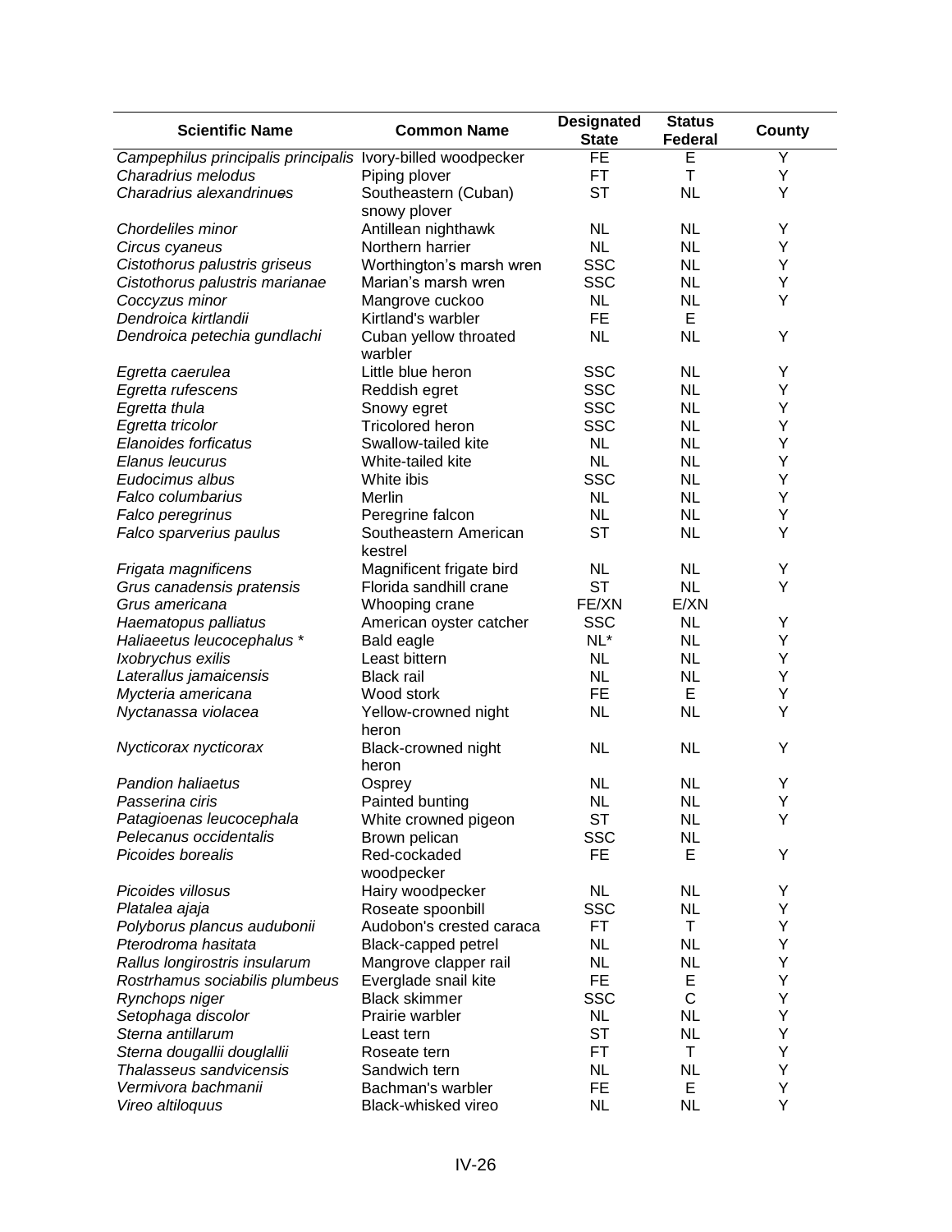| Scientific Name | Common Name | Designated State | Status Federal | County |
|---|---|---|---|---|
| *Campephilus principalis principalis* | Ivory-billed woodpecker | FE | E | Y |
| *Charadrius melodus* | Piping plover | FT | T | Y |
| *Charadrius alexandrinues* | Southeastern (Cuban) snowy plover | ST | NL | Y |
| *Chordeliles minor* | Antillean nighthawk | NL | NL | Y |
| *Circus cyaneus* | Northern harrier | NL | NL | Y |
| *Cistothorus palustris griseus* | Worthington's marsh wren | SSC | NL | Y |
| *Cistothorus palustris marianae* | Marian's marsh wren | SSC | NL | Y |
| *Coccyzus minor* | Mangrove cuckoo | NL | NL | Y |
| *Dendroica kirtlandii* | Kirtland's warbler | FE | E | |
| *Dendroica petechia gundlachi* | Cuban yellow throated warbler | NL | NL | Y |
| *Egretta caerulea* | Little blue heron | SSC | NL | Y |
| *Egretta rufescens* | Reddish egret | SSC | NL | Y |
| *Egretta thula* | Snowy egret | SSC | NL | Y |
| *Egretta tricolor* | Tricolored heron | SSC | NL | Y |
| *Elanoides forficatus* | Swallow-tailed kite | NL | NL | Y |
| *Elanus leucurus* | White-tailed kite | NL | NL | Y |
| *Eudocimus albus* | White ibis | SSC | NL | Y |
| *Falco columbarius* | Merlin | NL | NL | Y |
| *Falco peregrinus* | Peregrine falcon | NL | NL | Y |
| *Falco sparverius paulus* | Southeastern American kestrel | ST | NL | Y |
| *Frigata magnificens* | Magnificent frigate bird | NL | NL | Y |
| *Grus canadensis pratensis* | Florida sandhill crane | ST | NL | Y |
| *Grus americana* | Whooping crane | FE/XN | E/XN | |
| *Haematopus palliatus* | American oyster catcher | SSC | NL | Y |
| *Haliaeetus leucocephalus* * | Bald eagle | NL* | NL | Y |
| *Ixobrychus exilis* | Least bittern | NL | NL | Y |
| *Laterallus jamaicensis* | Black rail | NL | NL | Y |
| *Mycteria americana* | Wood stork | FE | E | Y |
| *Nyctanassa violacea* | Yellow-crowned night heron | NL | NL | Y |
| *Nycticorax nycticorax* | Black-crowned night heron | NL | NL | Y |
| *Pandion haliaetus* | Osprey | NL | NL | Y |
| *Passerina ciris* | Painted bunting | NL | NL | Y |
| *Patagioenas leucocephala* | White crowned pigeon | ST | NL | Y |
| *Pelecanus occidentalis* | Brown pelican | SSC | NL | |
| *Picoides borealis* | Red-cockaded woodpecker | FE | E | Y |
| *Picoides villosus* | Hairy woodpecker | NL | NL | Y |
| *Platalea ajaja* | Roseate spoonbill | SSC | NL | Y |
| *Polyborus plancus audubonii* | Audobon's crested caraca | FT | T | Y |
| *Pterodroma hasitata* | Black-capped petrel | NL | NL | Y |
| *Rallus longirostris insularum* | Mangrove clapper rail | NL | NL | Y |
| *Rostrhamus sociabilis plumbeus* | Everglade snail kite | FE | E | Y |
| *Rynchops niger* | Black skimmer | SSC | C | Y |
| *Setophaga discolor* | Prairie warbler | NL | NL | Y |
| *Sterna antillarum* | Least tern | ST | NL | Y |
| *Sterna dougallii douglallii* | Roseate tern | FT | T | Y |
| *Thalasseus sandvicensis* | Sandwich tern | NL | NL | Y |
| *Vermivora bachmanii* | Bachman's warbler | FE | E | Y |
| *Vireo altiloquus* | Black-whisked vireo | NL | NL | Y |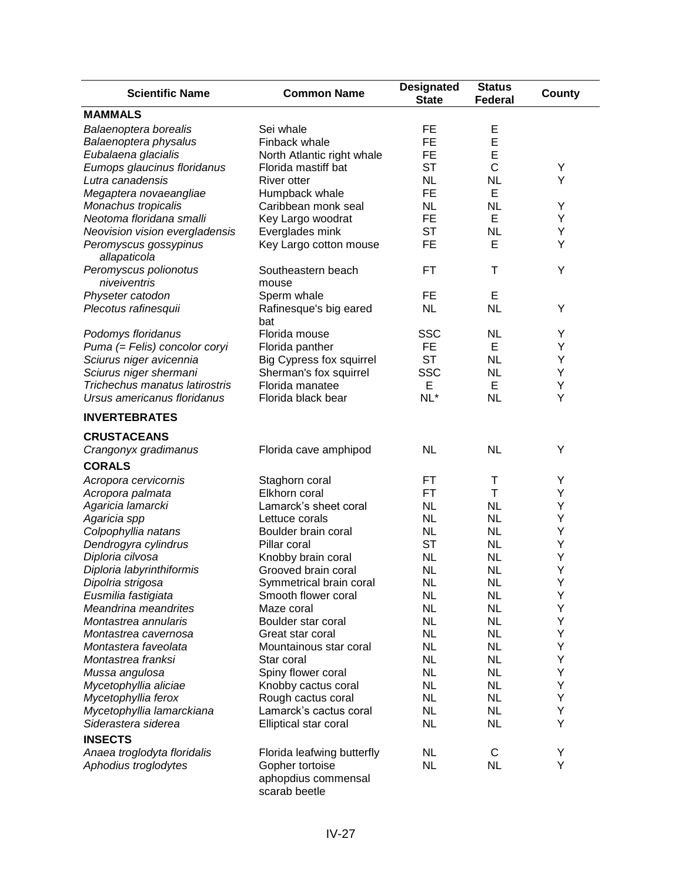| Scientific Name | Common Name | Designated State | Status Federal | County |
|---|---|---|---|---|
| **MAMMALS** | | | | |
| *Balaenoptera borealis* | Sei whale | FE | E | |
| *Balaenoptera physalus* | Finback whale | FE | E | |
| *Eubalaena glacialis* | North Atlantic right whale | FE | E | |
| *Eumops glaucinus floridanus* | Florida mastiff bat | ST | C | Y |
| *Lutra canadensis* | River otter | NL | NL | Y |
| *Megaptera novaeangliae* | Humpback whale | FE | E | |
| *Monachus tropicalis* | Caribbean monk seal | NL | NL | Y |
| *Neotoma floridana smalli* | Key Largo woodrat | FE | E | Y |
| *Neovision vision evergladensis* | Everglades mink | ST | NL | Y |
| *Peromyscus gossypinus allapaticola* | Key Largo cotton mouse | FE | E | Y |
| *Peromyscus polionotus niveiventris* | Southeastern beach mouse | FT | T | Y |
| *Physeter catodon* | Sperm whale | FE | E | |
| *Plecotus rafinesquii* | Rafinesque's big eared bat | NL | NL | Y |
| *Podomys floridanus* | Florida mouse | SSC | NL | Y |
| *Puma (= Felis) concolor coryi* | Florida panther | FE | E | Y |
| *Sciurus niger avicennia* | Big Cypress fox squirrel | ST | NL | Y |
| *Sciurus niger shermani* | Sherman's fox squirrel | SSC | NL | Y |
| *Trichechus manatus latirostris* | Florida manatee | E | E | Y |
| *Ursus americanus floridanus* | Florida black bear | NL* | NL | Y |
| **INVERTEBRATES** | | | | |
| **CRUSTACEANS** | | | | |
| *Crangonyx gradimanus* | Florida cave amphipod | NL | NL | Y |
| **CORALS** | | | | |
| *Acropora cervicornis* | Staghorn coral | FT | T | Y |
| *Acropora palmata* | Elkhorn coral | FT | T | Y |
| *Agaricia lamarcki* | Lamarck's sheet coral | NL | NL | Y |
| *Agaricia spp* | Lettuce corals | NL | NL | Y |
| *Colpophyllia natans* | Boulder brain coral | NL | NL | Y |
| *Dendrogyra cylindrus* | Pillar coral | ST | NL | Y |
| *Diploria cilvosa* | Knobby brain coral | NL | NL | Y |
| *Diploria labyrinthiformis* | Grooved brain coral | NL | NL | Y |
| *Dipolria strigosa* | Symmetrical brain coral | NL | NL | Y |
| *Eusmilia fastigiata* | Smooth flower coral | NL | NL | Y |
| *Meandrina meandrites* | Maze coral | NL | NL | Y |
| *Montastrea annularis* | Boulder star coral | NL | NL | Y |
| *Montastrea cavernosa* | Great star coral | NL | NL | Y |
| *Montastera faveolata* | Mountainous star coral | NL | NL | Y |
| *Montastrea franksi* | Star coral | NL | NL | Y |
| *Mussa angulosa* | Spiny flower coral | NL | NL | Y |
| *Mycetophyllia aliciae* | Knobby cactus coral | NL | NL | Y |
| *Mycetophyllia ferox* | Rough cactus coral | NL | NL | Y |
| *Mycetophyllia lamarckiana* | Lamarck's cactus coral | NL | NL | Y |
| *Siderastera siderea* | Elliptical star coral | NL | NL | Y |
| **INSECTS** | | | | |
| *Anaea troglodyta floridalis* | Florida leafwing butterfly | NL | C | Y |
| *Aphodius troglodytes* | Gopher tortoise aphopdius commensal scarab beetle | NL | NL | Y |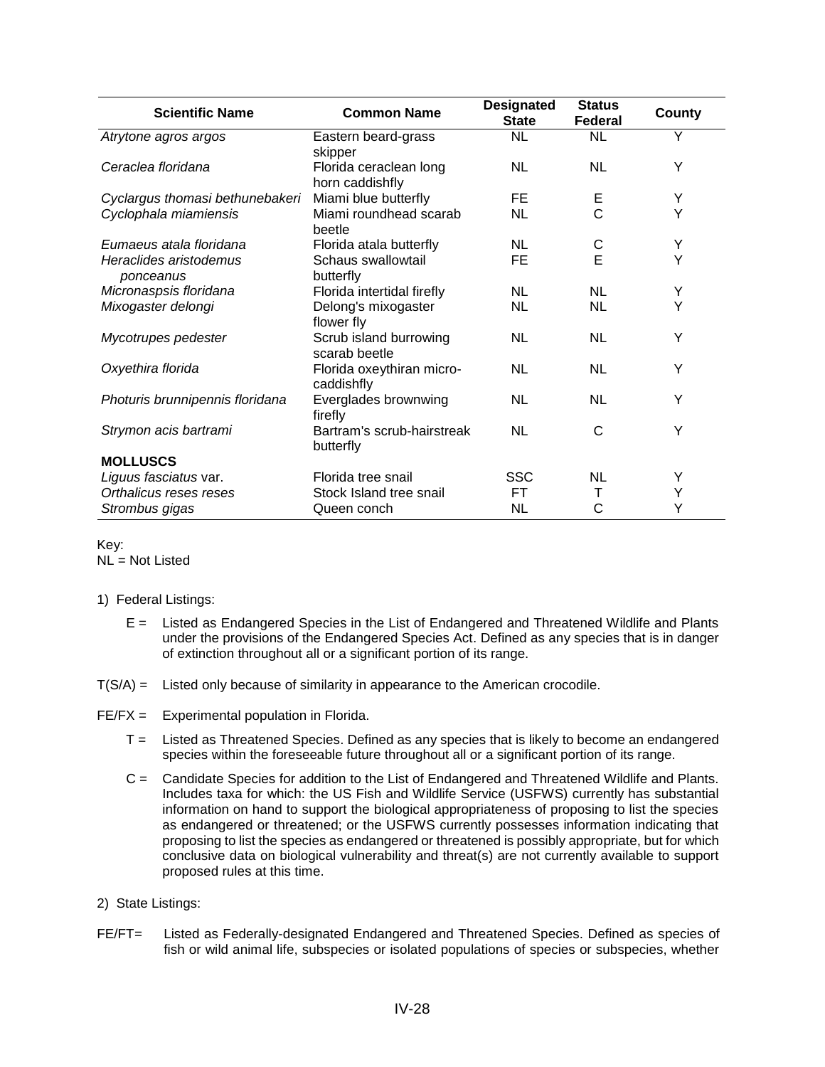| Scientific Name | Common Name | Designated State | Status Federal | County |
|---|---|---|---|---|
| *Atrytone agros argos* | Eastern beard-grass skipper | NL | NL | Y |
| *Ceraclea floridana* | Florida ceraclean long horn caddishfly | NL | NL | Y |
| *Cyclargus thomasi bethunebakeri* | Miami blue butterfly | FE | E | Y |
| *Cyclophala miamiensis* | Miami roundhead scarab beetle | NL | C | Y |
| *Eumaeus atala floridana* | Florida atala butterfly | NL | C | Y |
| *Heraclides aristodemus ponceanus* | Schaus swallowtail butterfly | FE | E | Y |
| *Micronaspsis floridana* | Florida intertidal firefly | NL | NL | Y |
| *Mixogaster delongi* | Delong's mixogaster flower fly | NL | NL | Y |
| *Mycotrupes pedester* | Scrub island burrowing scarab beetle | NL | NL | Y |
| *Oxyethira florida* | Florida oxeythiran micro-caddishfly | NL | NL | Y |
| *Photuris brunnipennis floridana* | Everglades brownwing firefly | NL | NL | Y |
| *Strymon acis bartrami* | Bartram's scrub-hairstreak butterfly | NL | C | Y |
| **MOLLUSCS** | | | | |
| *Liguus fasciatus* var. | Florida tree snail | SSC | NL | Y |
| *Orthalicus reses reses* | Stock Island tree snail | FT | T | Y |
| *Strombus gigas* | Queen conch | NL | C | Y |

Key:
NL = Not Listed

1) Federal Listings:

E = Listed as Endangered Species in the List of Endangered and Threatened Wildlife and Plants under the provisions of the Endangered Species Act. Defined as any species that is in danger of extinction throughout all or a significant portion of its range.

T(S/A) = Listed only because of similarity in appearance to the American crocodile.

FE/FX = Experimental population in Florida.

T = Listed as Threatened Species. Defined as any species that is likely to become an endangered species within the foreseeable future throughout all or a significant portion of its range.

C = Candidate Species for addition to the List of Endangered and Threatened Wildlife and Plants. Includes taxa for which: the US Fish and Wildlife Service (USFWS) currently has substantial information on hand to support the biological appropriateness of proposing to list the species as endangered or threatened; or the USFWS currently possesses information indicating that proposing to list the species as endangered or threatened is possibly appropriate, but for which conclusive data on biological vulnerability and threat(s) are not currently available to support proposed rules at this time.

2) State Listings:

FE/FT= Listed as Federally-designated Endangered and Threatened Species. Defined as species of fish or wild animal life, subspecies or isolated populations of species or subspecies, whether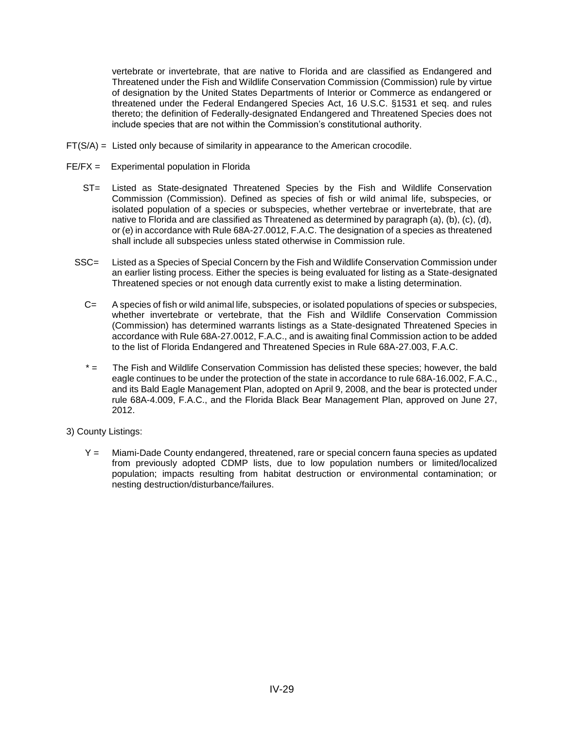vertebrate or invertebrate, that are native to Florida and are classified as Endangered and Threatened under the Fish and Wildlife Conservation Commission (Commission) rule by virtue of designation by the United States Departments of Interior or Commerce as endangered or threatened under the Federal Endangered Species Act, 16 U.S.C. §1531 et seq. and rules thereto; the definition of Federally-designated Endangered and Threatened Species does not include species that are not within the Commission's constitutional authority.

FT(S/A) = Listed only because of similarity in appearance to the American crocodile.

FE/FX = Experimental population in Florida

ST= Listed as State-designated Threatened Species by the Fish and Wildlife Conservation Commission (Commission). Defined as species of fish or wild animal life, subspecies, or isolated population of a species or subspecies, whether vertebrae or invertebrate, that are native to Florida and are classified as Threatened as determined by paragraph (a), (b), (c), (d), or (e) in accordance with Rule 68A-27.0012, F.A.C. The designation of a species as threatened shall include all subspecies unless stated otherwise in Commission rule.

SSC= Listed as a Species of Special Concern by the Fish and Wildlife Conservation Commission under an earlier listing process. Either the species is being evaluated for listing as a State-designated Threatened species or not enough data currently exist to make a listing determination.

C= A species of fish or wild animal life, subspecies, or isolated populations of species or subspecies, whether invertebrate or vertebrate, that the Fish and Wildlife Conservation Commission (Commission) has determined warrants listings as a State-designated Threatened Species in accordance with Rule 68A-27.0012, F.A.C., and is awaiting final Commission action to be added to the list of Florida Endangered and Threatened Species in Rule 68A-27.003, F.A.C.

* = The Fish and Wildlife Conservation Commission has delisted these species; however, the bald eagle continues to be under the protection of the state in accordance to rule 68A-16.002, F.A.C., and its Bald Eagle Management Plan, adopted on April 9, 2008, and the bear is protected under rule 68A-4.009, F.A.C., and the Florida Black Bear Management Plan, approved on June 27, 2012.

3) County Listings:

Y = Miami-Dade County endangered, threatened, rare or special concern fauna species as updated from previously adopted CDMP lists, due to low population numbers or limited/localized population; impacts resulting from habitat destruction or environmental contamination; or nesting destruction/disturbance/failures.